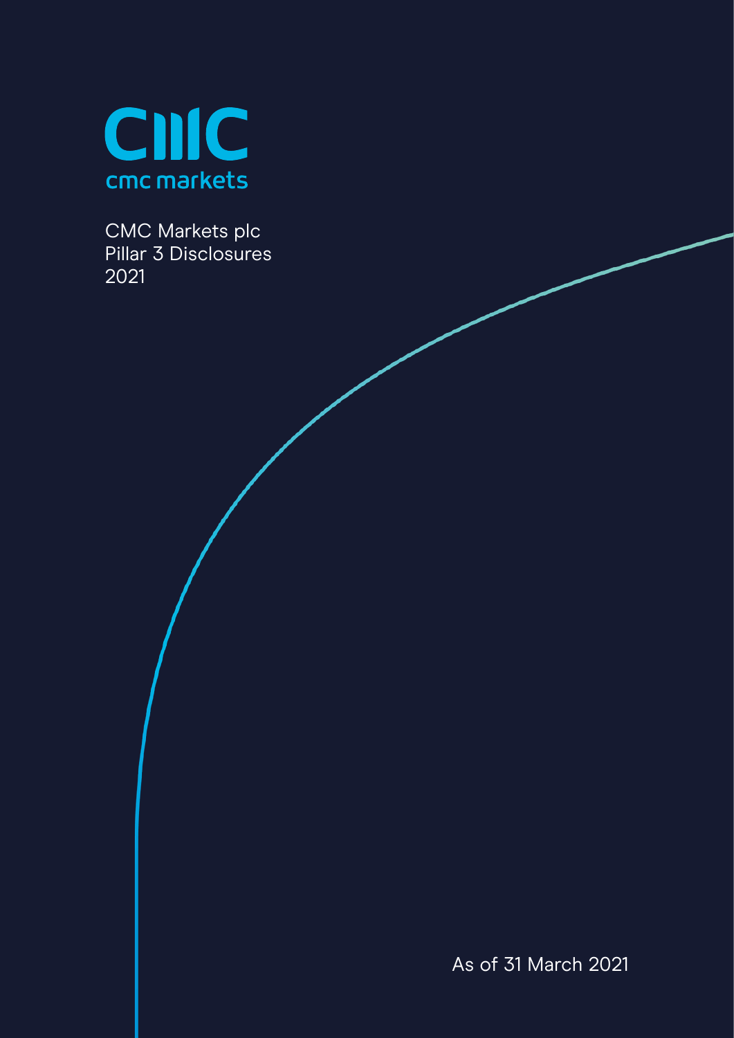cmc markets

# CMC Markets plc Pillar 3 Disclosures 2021

As of 31 March 2021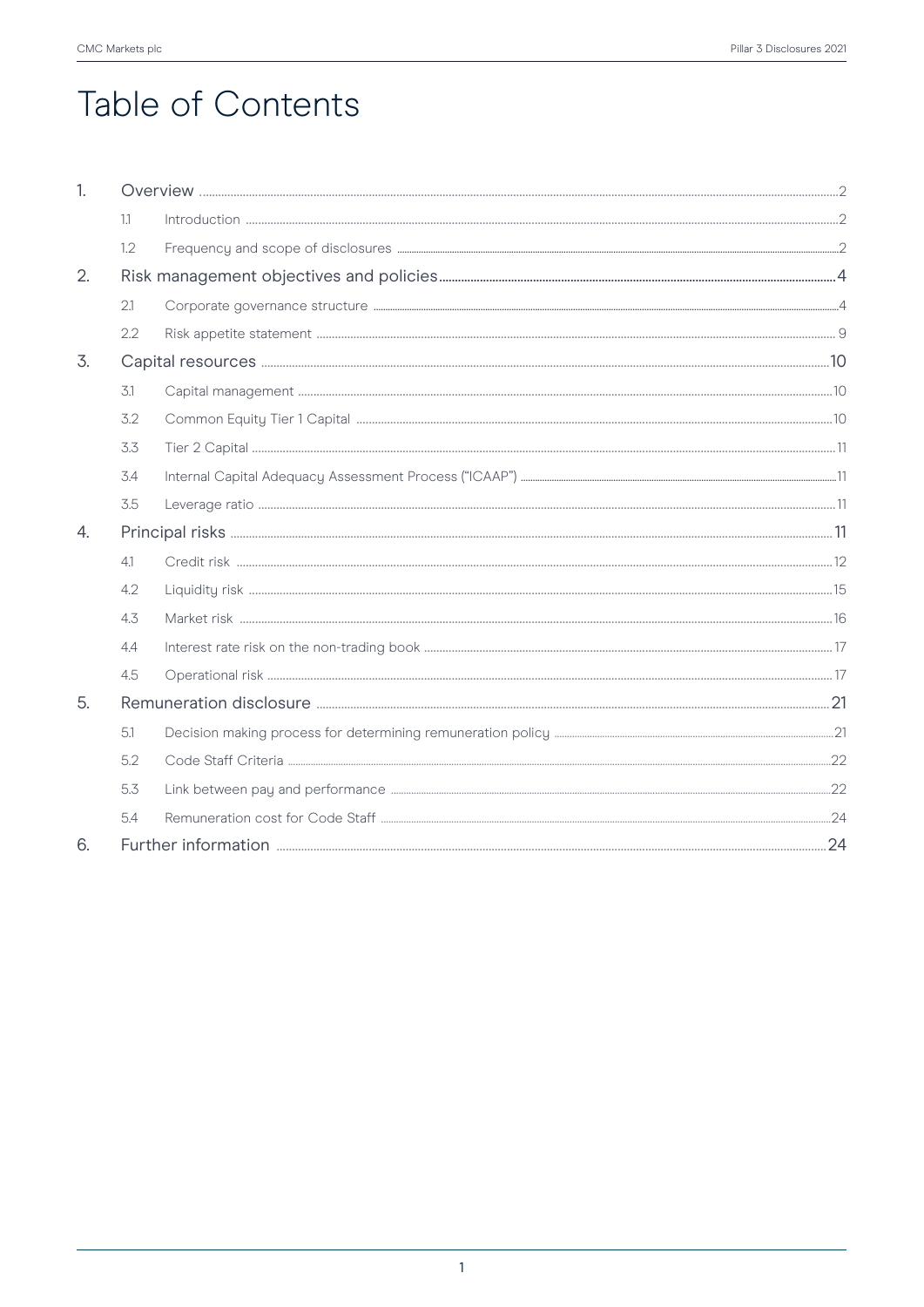# Table of Contents

| | | | |
|---|---|---|---|
| 1. | Overview | | 2 |
| | 1.1 | Introduction | 2 |
| | 1.2 | Frequency and scope of disclosures | 2 |
| 2. | Risk management objectives and policies | | 4 |
| | 2.1 | Corporate governance structure | 4 |
| | 2.2 | Risk appetite statement | 9 |
| 3. | Capital resources | | 10 |
| | 3.1 | Capital management | 10 |
| | 3.2 | Common Equity Tier 1 Capital | 10 |
| | 3.3 | Tier 2 Capital | 11 |
| | 3.4 | Internal Capital Adequacy Assessment Process ("ICAAP") | 11 |
| | 3.5 | Leverage ratio | 11 |
| 4. | Principal risks | | 11 |
| | 4.1 | Credit risk | 12 |
| | 4.2 | Liquidity risk | 15 |
| | 4.3 | Market risk | 16 |
| | 4.4 | Interest rate risk on the non-trading book | 17 |
| | 4.5 | Operational risk | 17 |
| 5. | Remuneration disclosure | | 21 |
| | 5.1 | Decision making process for determining remuneration policy | 21 |
| | 5.2 | Code Staff Criteria | 22 |
| | 5.3 | Link between pay and performance | 22 |
| | 5.4 | Remuneration cost for Code Staff | 24 |
| 6. | Further information | | 24 |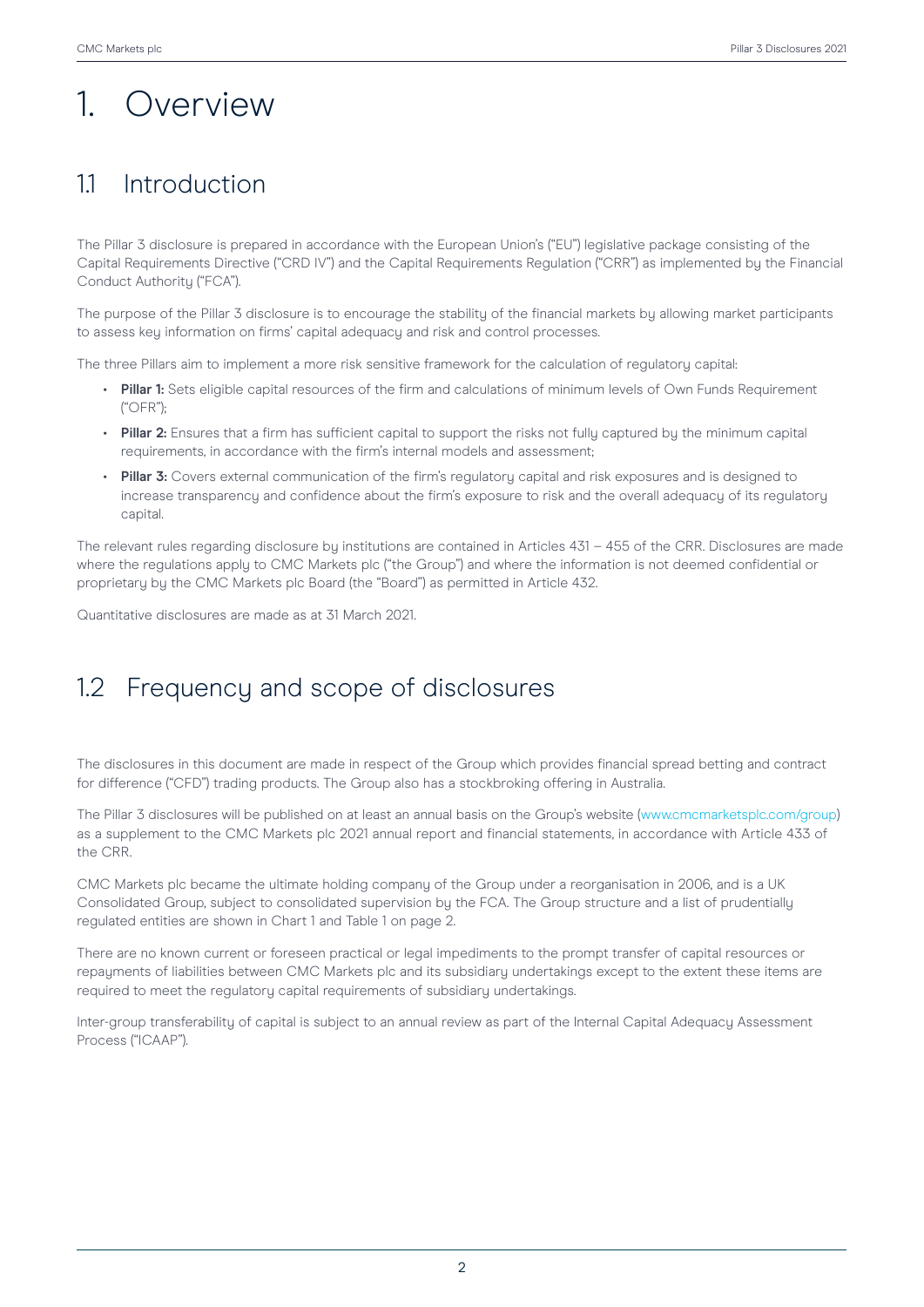# 1. Overview

## 1.1 Introduction

The Pillar 3 disclosure is prepared in accordance with the European Union's ("EU") legislative package consisting of the Capital Requirements Directive ("CRD IV") and the Capital Requirements Regulation ("CRR") as implemented by the Financial Conduct Authority ("FCA").

The purpose of the Pillar 3 disclosure is to encourage the stability of the financial markets by allowing market participants to assess key information on firms' capital adequacy and risk and control processes.

The three Pillars aim to implement a more risk sensitive framework for the calculation of regulatory capital:

- **Pillar 1:** Sets eligible capital resources of the firm and calculations of minimum levels of Own Funds Requirement ("OFR");
- **Pillar 2:** Ensures that a firm has sufficient capital to support the risks not fully captured by the minimum capital requirements, in accordance with the firm's internal models and assessment;
- **Pillar 3:** Covers external communication of the firm's regulatory capital and risk exposures and is designed to increase transparency and confidence about the firm's exposure to risk and the overall adequacy of its regulatory capital.

The relevant rules regarding disclosure by institutions are contained in Articles 431 – 455 of the CRR. Disclosures are made where the regulations apply to CMC Markets plc ("the Group") and where the information is not deemed confidential or proprietary by the CMC Markets plc Board (the "Board") as permitted in Article 432.

Quantitative disclosures are made as at 31 March 2021.

## 1.2 Frequency and scope of disclosures

The disclosures in this document are made in respect of the Group which provides financial spread betting and contract for difference ("CFD") trading products. The Group also has a stockbroking offering in Australia.

The Pillar 3 disclosures will be published on at least an annual basis on the Group's website (www.cmcmarketsplc.com/group) as a supplement to the CMC Markets plc 2021 annual report and financial statements, in accordance with Article 433 of the CRR.

CMC Markets plc became the ultimate holding company of the Group under a reorganisation in 2006, and is a UK Consolidated Group, subject to consolidated supervision by the FCA. The Group structure and a list of prudentially regulated entities are shown in Chart 1 and Table 1 on page 2.

There are no known current or foreseen practical or legal impediments to the prompt transfer of capital resources or repayments of liabilities between CMC Markets plc and its subsidiary undertakings except to the extent these items are required to meet the regulatory capital requirements of subsidiary undertakings.

Inter-group transferability of capital is subject to an annual review as part of the Internal Capital Adequacy Assessment Process ("ICAAP").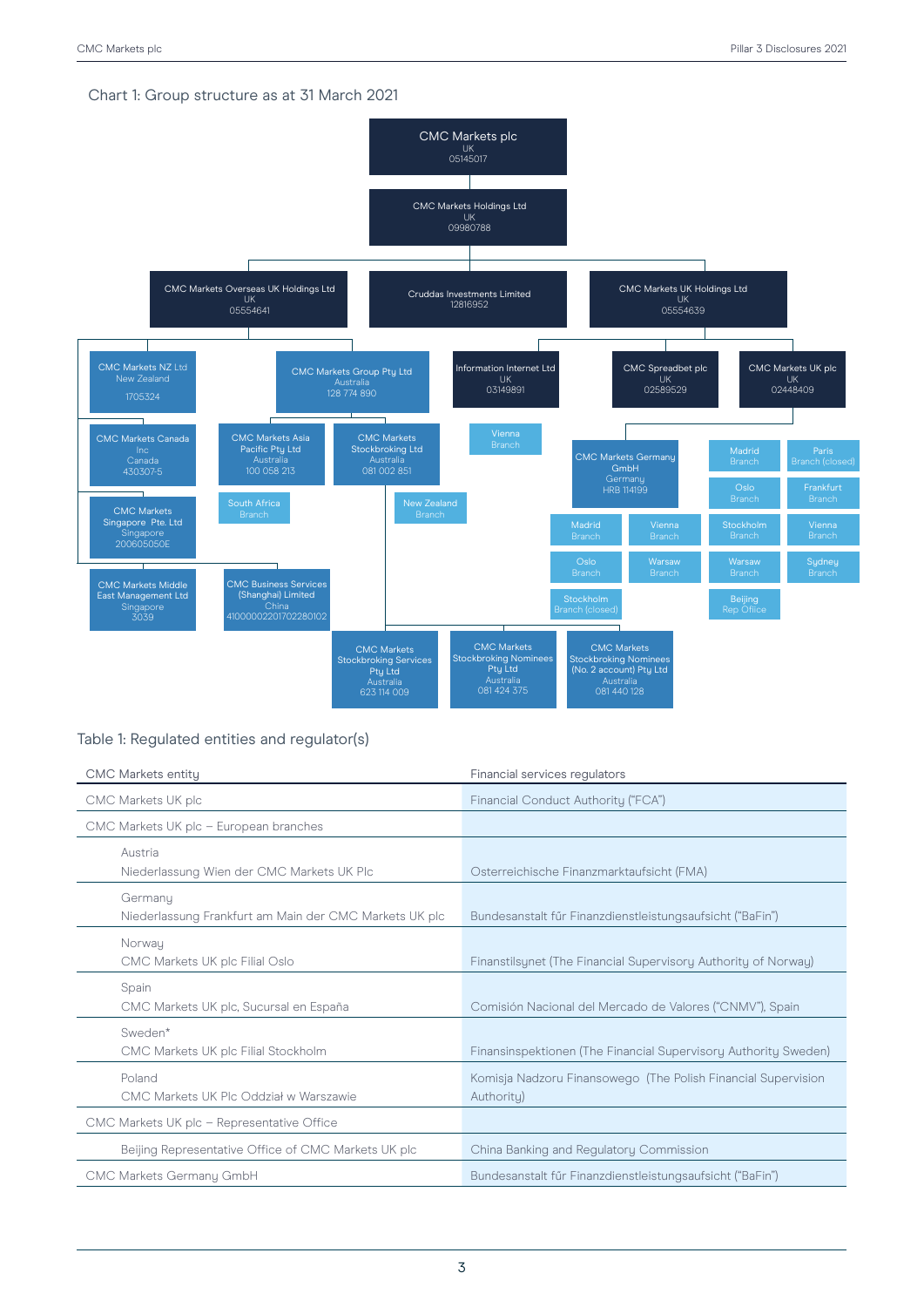## Chart 1: Group structure as at 31 March 2021

- **CMC Markets plc** – UK – 05145017
  - **CMC Markets Holdings Ltd** – UK – 09980788
    - **CMC Markets Overseas UK Holdings Ltd** – UK – 05554641
      - CMC Markets NZ Ltd – New Zealand – 1705324
      - CMC Markets Canada Inc – Canada – 430307-5
      - CMC Markets Singapore Pte. Ltd – Singapore – 200605050E
      - CMC Markets Middle East Management Ltd – Singapore – 3039
      - CMC Business Services (Shanghai) Limited – China – 410000022017022801​02
      - CMC Markets Group Pty Ltd – Australia – 128 774 890
        - CMC Markets Asia Pacific Pty Ltd – Australia – 100 058 213
          - South Africa Branch
        - CMC Markets Stockbroking Ltd – Australia – 081 002 851
          - New Zealand Branch
          - CMC Markets Stockbroking Services Pty Ltd – Australia – 623 114 009
          - CMC Markets Stockbroking Nominees Pty Ltd – Australia – 081 424 375
          - CMC Markets Stockbroking Nominees (No. 2 account) Pty Ltd – Australia – 081 440 128
    - **Cruddas Investments Limited** – 12816952
    - **CMC Markets UK Holdings Ltd** – UK – 05554639
      - Information Internet Ltd – UK – 03149891
        - Vienna Branch
      - CMC Spreadbet plc – UK – 02589529
      - CMC Markets UK plc – UK – 02448409
        - CMC Markets Germany GmbH – Germany – HRB 114199
          - Madrid Branch
          - Vienna Branch
          - Oslo Branch
          - Warsaw Branch
          - Stockholm Branch (closed)
        - Madrid Branch
        - Paris Branch (closed)
        - Oslo Branch
        - Frankfurt Branch
        - Stockholm Branch
        - Vienna Branch
        - Warsaw Branch
        - Sydney Branch
        - Beijing Rep Office

## Table 1: Regulated entities and regulator(s)

| CMC Markets entity | Financial services regulators |
|---|---|
| CMC Markets UK plc | Financial Conduct Authority ("FCA") |
| CMC Markets UK plc – European branches | |
| Austria<br>Niederlassung Wien der CMC Markets UK Plc | Osterreichische Finanzmarktaufsicht (FMA) |
| Germany<br>Niederlassung Frankfurt am Main der CMC Markets UK plc | Bundesanstalt für Finanzdienstleistungsaufsicht ("BaFin") |
| Norway<br>CMC Markets UK plc Filial Oslo | Finanstilsynet (The Financial Supervisory Authority of Norway) |
| Spain<br>CMC Markets UK plc, Sucursal en España | Comisión Nacional del Mercado de Valores ("CNMV"), Spain |
| Sweden*<br>CMC Markets UK plc Filial Stockholm | Finansinspektionen (The Financial Supervisory Authority Sweden) |
| Poland<br>CMC Markets UK Plc Oddział w Warszawie | Komisja Nadzoru Finansowego (The Polish Financial Supervision Authority) |
| CMC Markets UK plc – Representative Office | |
| Beijing Representative Office of CMC Markets UK plc | China Banking and Regulatory Commission |
| CMC Markets Germany GmbH | Bundesanstalt für Finanzdienstleistungsaufsicht ("BaFin") |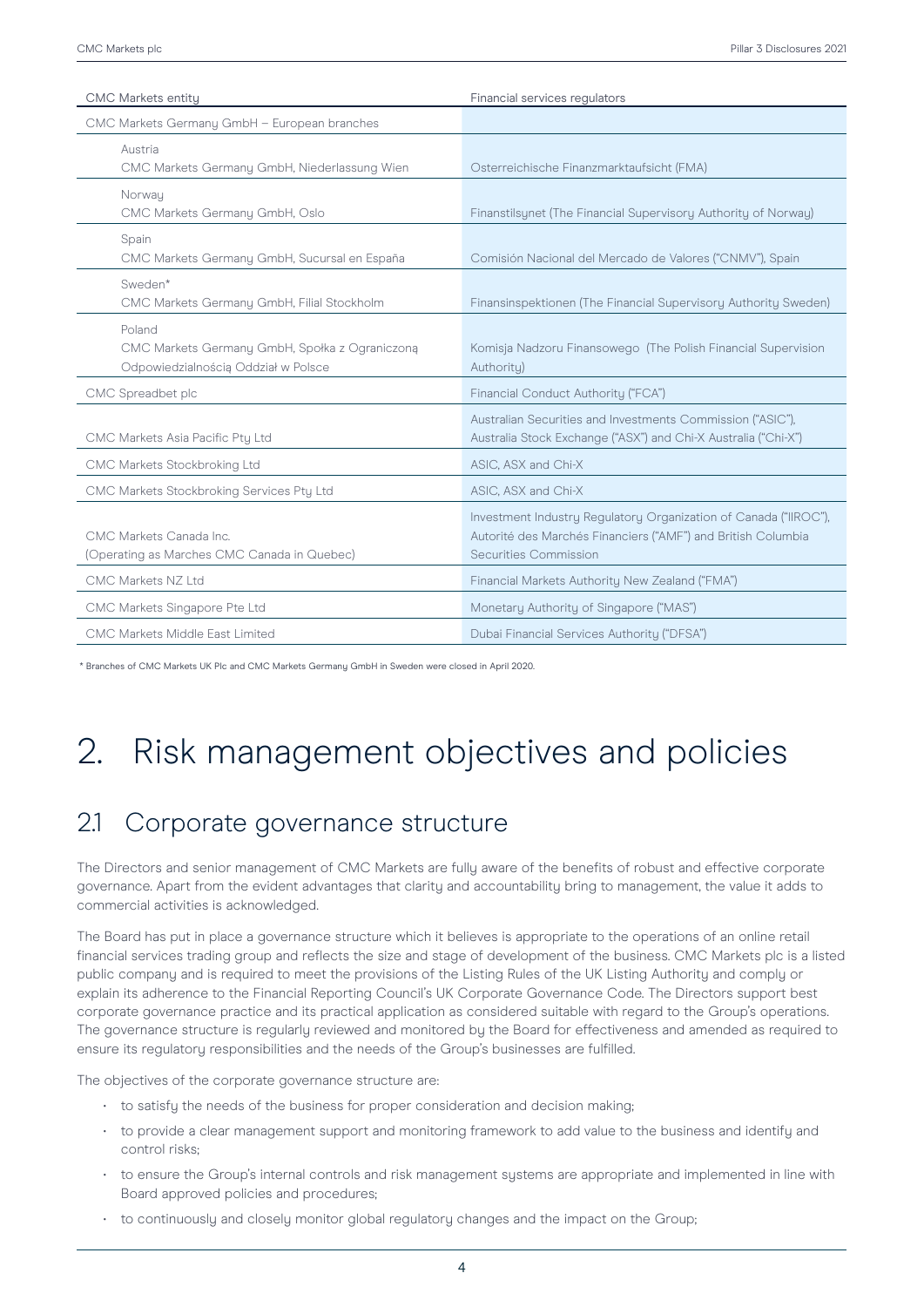| CMC Markets entity | Financial services regulators |
|---|---|
| CMC Markets Germany GmbH – European branches | |
| Austria<br>CMC Markets Germany GmbH, Niederlassung Wien | Osterreichische Finanzmarktaufsicht (FMA) |
| Norway<br>CMC Markets Germany GmbH, Oslo | Finanstilsynet (The Financial Supervisory Authority of Norway) |
| Spain<br>CMC Markets Germany GmbH, Sucursal en España | Comisión Nacional del Mercado de Valores ("CNMV"), Spain |
| Sweden*<br>CMC Markets Germany GmbH, Filial Stockholm | Finansinspektionen (The Financial Supervisory Authority Sweden) |
| Poland<br>CMC Markets Germany GmbH, Spółka z Ograniczoną Odpowiedzialnością Oddział w Polsce | Komisja Nadzoru Finansowego (The Polish Financial Supervision Authority) |
| CMC Spreadbet plc | Financial Conduct Authority ("FCA") |
| CMC Markets Asia Pacific Pty Ltd | Australian Securities and Investments Commission ("ASIC"), Australia Stock Exchange ("ASX") and Chi-X Australia ("Chi-X") |
| CMC Markets Stockbroking Ltd | ASIC, ASX and Chi-X |
| CMC Markets Stockbroking Services Pty Ltd | ASIC, ASX and Chi-X |
| CMC Markets Canada Inc.<br>(Operating as Marches CMC Canada in Quebec) | Investment Industry Regulatory Organization of Canada ("IIROC"), Autorité des Marchés Financiers ("AMF") and British Columbia Securities Commission |
| CMC Markets NZ Ltd | Financial Markets Authority New Zealand ("FMA") |
| CMC Markets Singapore Pte Ltd | Monetary Authority of Singapore ("MAS") |
| CMC Markets Middle East Limited | Dubai Financial Services Authority ("DFSA") |

\* Branches of CMC Markets UK Plc and CMC Markets Germany GmbH in Sweden were closed in April 2020.

# 2. Risk management objectives and policies

## 2.1 Corporate governance structure

The Directors and senior management of CMC Markets are fully aware of the benefits of robust and effective corporate governance. Apart from the evident advantages that clarity and accountability bring to management, the value it adds to commercial activities is acknowledged.

The Board has put in place a governance structure which it believes is appropriate to the operations of an online retail financial services trading group and reflects the size and stage of development of the business. CMC Markets plc is a listed public company and is required to meet the provisions of the Listing Rules of the UK Listing Authority and comply or explain its adherence to the Financial Reporting Council's UK Corporate Governance Code. The Directors support best corporate governance practice and its practical application as considered suitable with regard to the Group's operations. The governance structure is regularly reviewed and monitored by the Board for effectiveness and amended as required to ensure its regulatory responsibilities and the needs of the Group's businesses are fulfilled.

The objectives of the corporate governance structure are:

- to satisfy the needs of the business for proper consideration and decision making;
- to provide a clear management support and monitoring framework to add value to the business and identify and control risks;
- to ensure the Group's internal controls and risk management systems are appropriate and implemented in line with Board approved policies and procedures;
- to continuously and closely monitor global regulatory changes and the impact on the Group;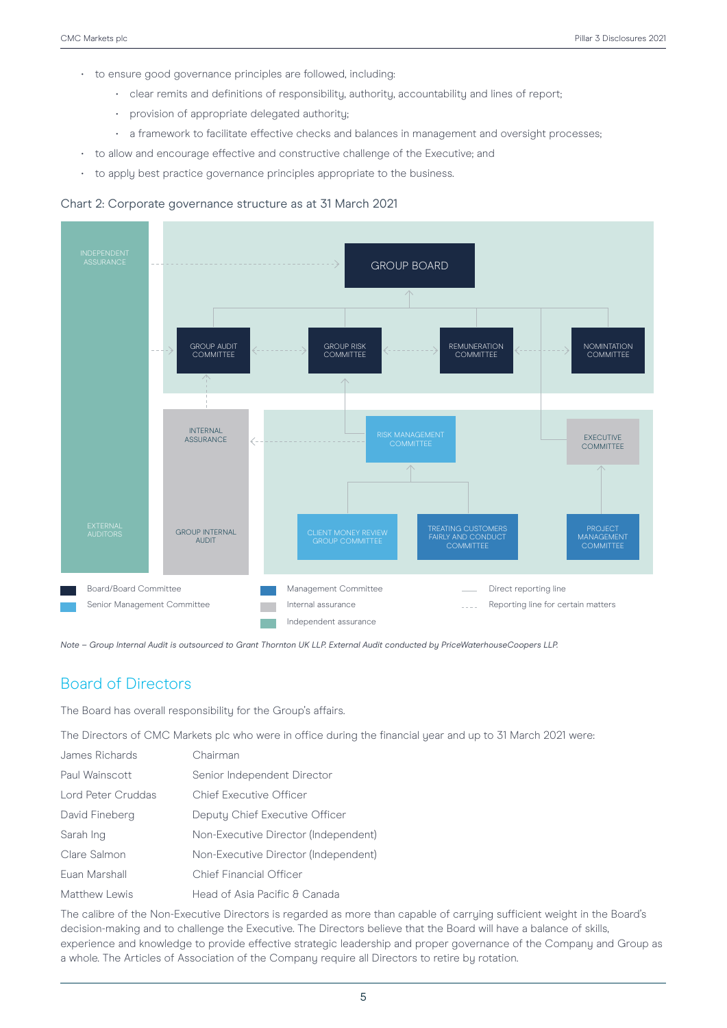- to ensure good governance principles are followed, including:
  - clear remits and definitions of responsibility, authority, accountability and lines of report;
  - provision of appropriate delegated authority;
  - a framework to facilitate effective checks and balances in management and oversight processes;
- to allow and encourage effective and constructive challenge of the Executive; and
- to apply best practice governance principles appropriate to the business.

Chart 2: Corporate governance structure as at 31 March 2021

INDEPENDENT ASSURANCE

GROUP BOARD

GROUP AUDIT COMMITTEE

GROUP RISK COMMITTEE

REMUNERATION COMMITTEE

NOMINTATION COMMITTEE

INTERNAL ASSURANCE

RISK MANAGEMENT COMMITTEE

EXECUTIVE COMMITTEE

EXTERNAL AUDITORS

GROUP INTERNAL AUDIT

CLIENT MONEY REVIEW GROUP COMMITTEE

TREATING CUSTOMERS FAIRLY AND CONDUCT COMMITTEE

PROJECT MANAGEMENT COMMITTEE

Board/Board Committee

Senior Management Committee

Management Committee

Internal assurance

Independent assurance

Direct reporting line

Reporting line for certain matters

*Note – Group Internal Audit is outsourced to Grant Thornton UK LLP. External Audit conducted by PriceWaterhouseCoopers LLP.*

## Board of Directors

The Board has overall responsibility for the Group's affairs.

The Directors of CMC Markets plc who were in office during the financial year and up to 31 March 2021 were:

| | |
|---|---|
| James Richards | Chairman |
| Paul Wainscott | Senior Independent Director |
| Lord Peter Cruddas | Chief Executive Officer |
| David Fineberg | Deputy Chief Executive Officer |
| Sarah Ing | Non-Executive Director (Independent) |
| Clare Salmon | Non-Executive Director (Independent) |
| Euan Marshall | Chief Financial Officer |
| Matthew Lewis | Head of Asia Pacific & Canada |

The calibre of the Non-Executive Directors is regarded as more than capable of carrying sufficient weight in the Board's decision-making and to challenge the Executive. The Directors believe that the Board will have a balance of skills, experience and knowledge to provide effective strategic leadership and proper governance of the Company and Group as a whole. The Articles of Association of the Company require all Directors to retire by rotation.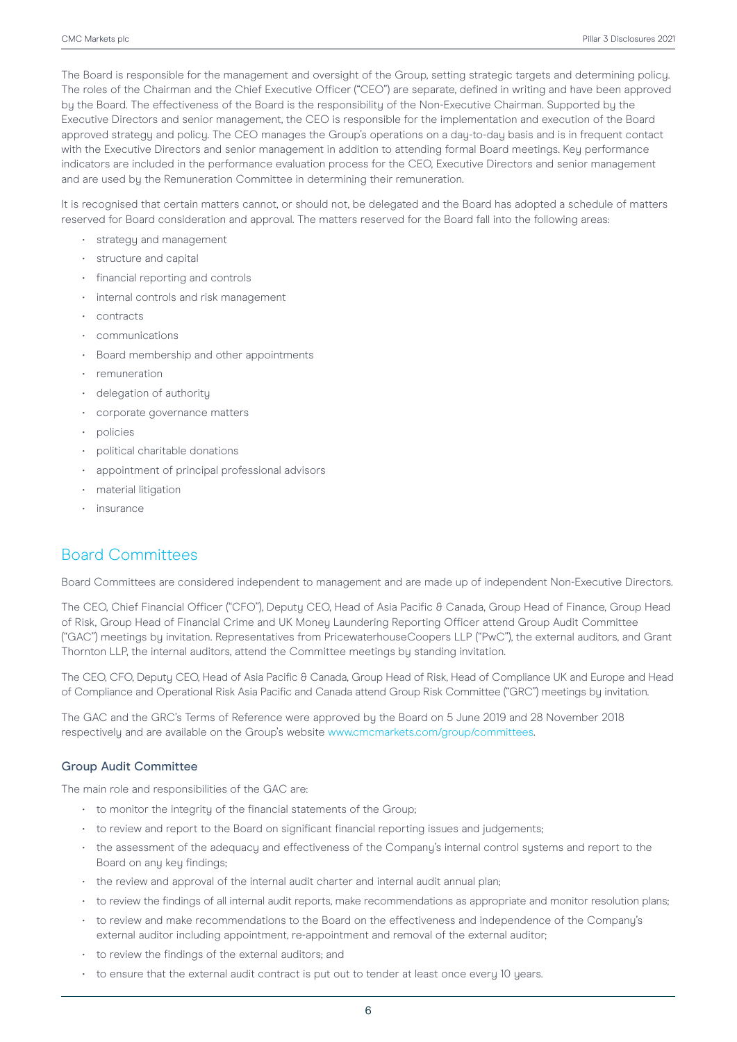The Board is responsible for the management and oversight of the Group, setting strategic targets and determining policy. The roles of the Chairman and the Chief Executive Officer ("CEO") are separate, defined in writing and have been approved by the Board. The effectiveness of the Board is the responsibility of the Non-Executive Chairman. Supported by the Executive Directors and senior management, the CEO is responsible for the implementation and execution of the Board approved strategy and policy. The CEO manages the Group's operations on a day-to-day basis and is in frequent contact with the Executive Directors and senior management in addition to attending formal Board meetings. Key performance indicators are included in the performance evaluation process for the CEO, Executive Directors and senior management and are used by the Remuneration Committee in determining their remuneration.

It is recognised that certain matters cannot, or should not, be delegated and the Board has adopted a schedule of matters reserved for Board consideration and approval. The matters reserved for the Board fall into the following areas:

- strategy and management
- structure and capital
- financial reporting and controls
- internal controls and risk management
- contracts
- communications
- Board membership and other appointments
- remuneration
- delegation of authority
- corporate governance matters
- policies
- political charitable donations
- appointment of principal professional advisors
- material litigation
- insurance

## Board Committees

Board Committees are considered independent to management and are made up of independent Non-Executive Directors.

The CEO, Chief Financial Officer ("CFO"), Deputy CEO, Head of Asia Pacific & Canada, Group Head of Finance, Group Head of Risk, Group Head of Financial Crime and UK Money Laundering Reporting Officer attend Group Audit Committee ("GAC") meetings by invitation. Representatives from PricewaterhouseCoopers LLP ("PwC"), the external auditors, and Grant Thornton LLP, the internal auditors, attend the Committee meetings by standing invitation.

The CEO, CFO, Deputy CEO, Head of Asia Pacific & Canada, Group Head of Risk, Head of Compliance UK and Europe and Head of Compliance and Operational Risk Asia Pacific and Canada attend Group Risk Committee ("GRC") meetings by invitation.

The GAC and the GRC's Terms of Reference were approved by the Board on 5 June 2019 and 28 November 2018 respectively and are available on the Group's website www.cmcmarkets.com/group/committees.

### Group Audit Committee

The main role and responsibilities of the GAC are:

- to monitor the integrity of the financial statements of the Group;
- to review and report to the Board on significant financial reporting issues and judgements;
- the assessment of the adequacy and effectiveness of the Company's internal control systems and report to the Board on any key findings;
- the review and approval of the internal audit charter and internal audit annual plan;
- to review the findings of all internal audit reports, make recommendations as appropriate and monitor resolution plans;
- to review and make recommendations to the Board on the effectiveness and independence of the Company's external auditor including appointment, re-appointment and removal of the external auditor;
- to review the findings of the external auditors; and
- to ensure that the external audit contract is put out to tender at least once every 10 years.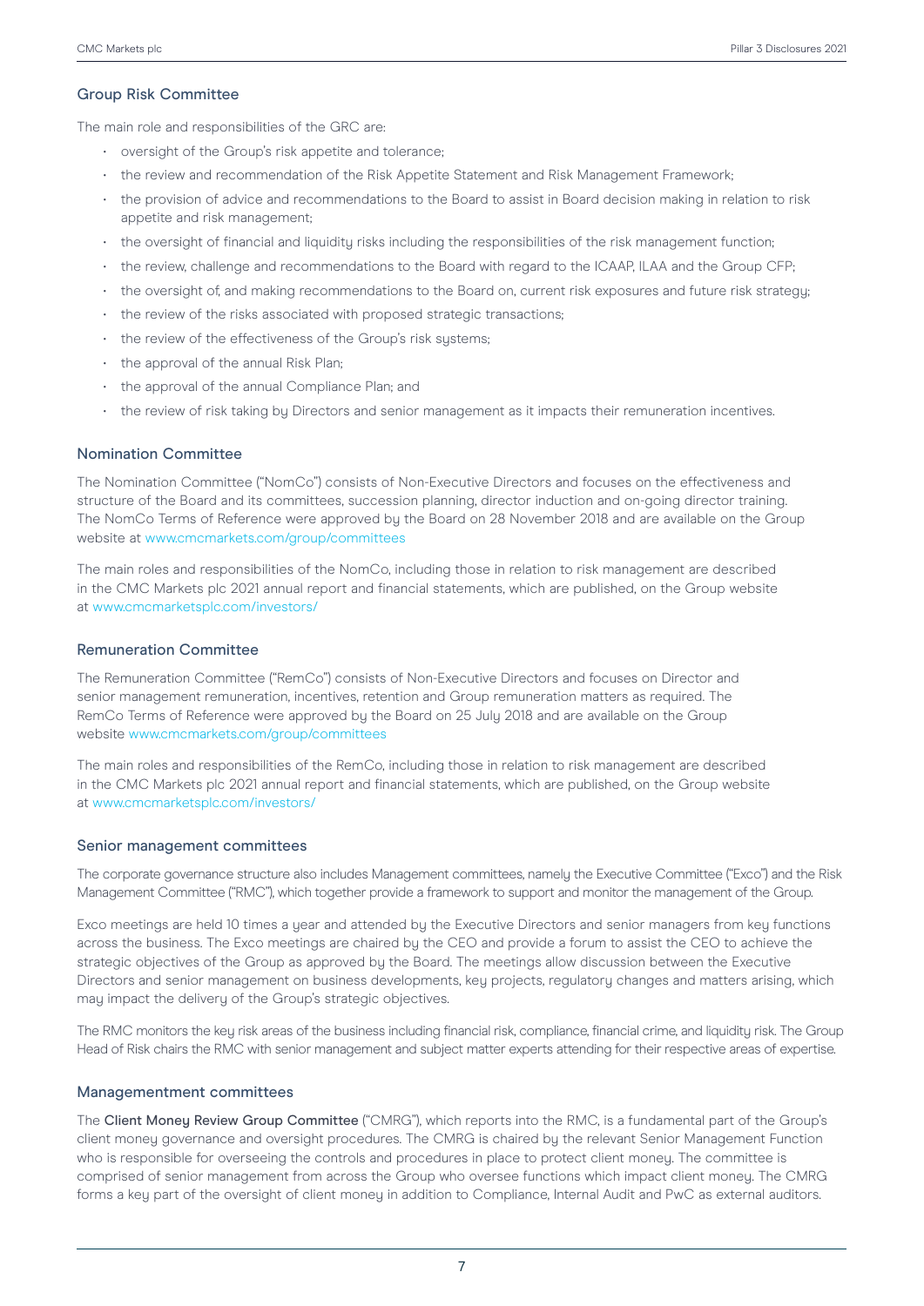### Group Risk Committee

The main role and responsibilities of the GRC are:

- oversight of the Group's risk appetite and tolerance;
- the review and recommendation of the Risk Appetite Statement and Risk Management Framework;
- the provision of advice and recommendations to the Board to assist in Board decision making in relation to risk appetite and risk management;
- the oversight of financial and liquidity risks including the responsibilities of the risk management function;
- the review, challenge and recommendations to the Board with regard to the ICAAP, ILAA and the Group CFP;
- the oversight of, and making recommendations to the Board on, current risk exposures and future risk strategy;
- the review of the risks associated with proposed strategic transactions;
- the review of the effectiveness of the Group's risk systems;
- the approval of the annual Risk Plan;
- the approval of the annual Compliance Plan; and
- the review of risk taking by Directors and senior management as it impacts their remuneration incentives.

### Nomination Committee

The Nomination Committee ("NomCo") consists of Non-Executive Directors and focuses on the effectiveness and structure of the Board and its committees, succession planning, director induction and on-going director training. The NomCo Terms of Reference were approved by the Board on 28 November 2018 and are available on the Group website at www.cmcmarkets.com/group/committees

The main roles and responsibilities of the NomCo, including those in relation to risk management are described in the CMC Markets plc 2021 annual report and financial statements, which are published, on the Group website at www.cmcmarketsplc.com/investors/

### Remuneration Committee

The Remuneration Committee ("RemCo") consists of Non-Executive Directors and focuses on Director and senior management remuneration, incentives, retention and Group remuneration matters as required. The RemCo Terms of Reference were approved by the Board on 25 July 2018 and are available on the Group website www.cmcmarkets.com/group/committees

The main roles and responsibilities of the RemCo, including those in relation to risk management are described in the CMC Markets plc 2021 annual report and financial statements, which are published, on the Group website at www.cmcmarketsplc.com/investors/

### Senior management committees

The corporate governance structure also includes Management committees, namely the Executive Committee ("Exco") and the Risk Management Committee ("RMC"), which together provide a framework to support and monitor the management of the Group.

Exco meetings are held 10 times a year and attended by the Executive Directors and senior managers from key functions across the business. The Exco meetings are chaired by the CEO and provide a forum to assist the CEO to achieve the strategic objectives of the Group as approved by the Board. The meetings allow discussion between the Executive Directors and senior management on business developments, key projects, regulatory changes and matters arising, which may impact the delivery of the Group's strategic objectives.

The RMC monitors the key risk areas of the business including financial risk, compliance, financial crime, and liquidity risk. The Group Head of Risk chairs the RMC with senior management and subject matter experts attending for their respective areas of expertise.

### Managementment committees

The **Client Money Review Group Committee** ("CMRG"), which reports into the RMC, is a fundamental part of the Group's client money governance and oversight procedures. The CMRG is chaired by the relevant Senior Management Function who is responsible for overseeing the controls and procedures in place to protect client money. The committee is comprised of senior management from across the Group who oversee functions which impact client money. The CMRG forms a key part of the oversight of client money in addition to Compliance, Internal Audit and PwC as external auditors.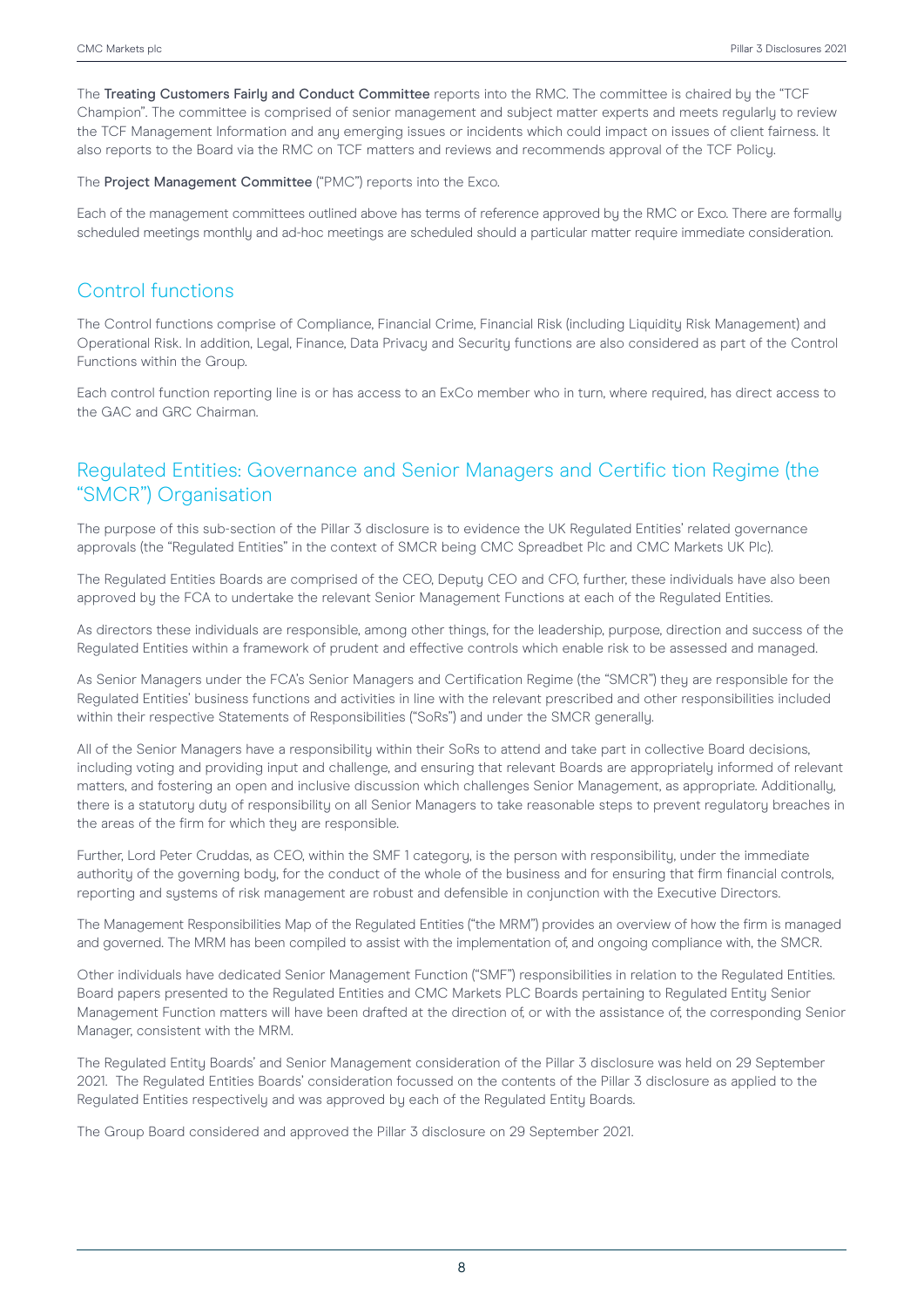The **Treating Customers Fairly and Conduct Committee** reports into the RMC. The committee is chaired by the "TCF Champion". The committee is comprised of senior management and subject matter experts and meets regularly to review the TCF Management Information and any emerging issues or incidents which could impact on issues of client fairness. It also reports to the Board via the RMC on TCF matters and reviews and recommends approval of the TCF Policy.

The **Project Management Committee** ("PMC") reports into the Exco.

Each of the management committees outlined above has terms of reference approved by the RMC or Exco. There are formally scheduled meetings monthly and ad-hoc meetings are scheduled should a particular matter require immediate consideration.

## Control functions

The Control functions comprise of Compliance, Financial Crime, Financial Risk (including Liquidity Risk Management) and Operational Risk. In addition, Legal, Finance, Data Privacy and Security functions are also considered as part of the Control Functions within the Group.

Each control function reporting line is or has access to an ExCo member who in turn, where required, has direct access to the GAC and GRC Chairman.

## Regulated Entities: Governance and Senior Managers and Certific tion Regime (the "SMCR") Organisation

The purpose of this sub-section of the Pillar 3 disclosure is to evidence the UK Regulated Entities' related governance approvals (the "Regulated Entities" in the context of SMCR being CMC Spreadbet Plc and CMC Markets UK Plc).

The Regulated Entities Boards are comprised of the CEO, Deputy CEO and CFO, further, these individuals have also been approved by the FCA to undertake the relevant Senior Management Functions at each of the Regulated Entities.

As directors these individuals are responsible, among other things, for the leadership, purpose, direction and success of the Regulated Entities within a framework of prudent and effective controls which enable risk to be assessed and managed.

As Senior Managers under the FCA's Senior Managers and Certification Regime (the "SMCR") they are responsible for the Regulated Entities' business functions and activities in line with the relevant prescribed and other responsibilities included within their respective Statements of Responsibilities ("SoRs") and under the SMCR generally.

All of the Senior Managers have a responsibility within their SoRs to attend and take part in collective Board decisions, including voting and providing input and challenge, and ensuring that relevant Boards are appropriately informed of relevant matters, and fostering an open and inclusive discussion which challenges Senior Management, as appropriate. Additionally, there is a statutory duty of responsibility on all Senior Managers to take reasonable steps to prevent regulatory breaches in the areas of the firm for which they are responsible.

Further, Lord Peter Cruddas, as CEO, within the SMF 1 category, is the person with responsibility, under the immediate authority of the governing body, for the conduct of the whole of the business and for ensuring that firm financial controls, reporting and systems of risk management are robust and defensible in conjunction with the Executive Directors.

The Management Responsibilities Map of the Regulated Entities ("the MRM") provides an overview of how the firm is managed and governed. The MRM has been compiled to assist with the implementation of, and ongoing compliance with, the SMCR.

Other individuals have dedicated Senior Management Function ("SMF") responsibilities in relation to the Regulated Entities. Board papers presented to the Regulated Entities and CMC Markets PLC Boards pertaining to Regulated Entity Senior Management Function matters will have been drafted at the direction of, or with the assistance of, the corresponding Senior Manager, consistent with the MRM.

The Regulated Entity Boards' and Senior Management consideration of the Pillar 3 disclosure was held on 29 September 2021. The Regulated Entities Boards' consideration focussed on the contents of the Pillar 3 disclosure as applied to the Regulated Entities respectively and was approved by each of the Regulated Entity Boards.

The Group Board considered and approved the Pillar 3 disclosure on 29 September 2021.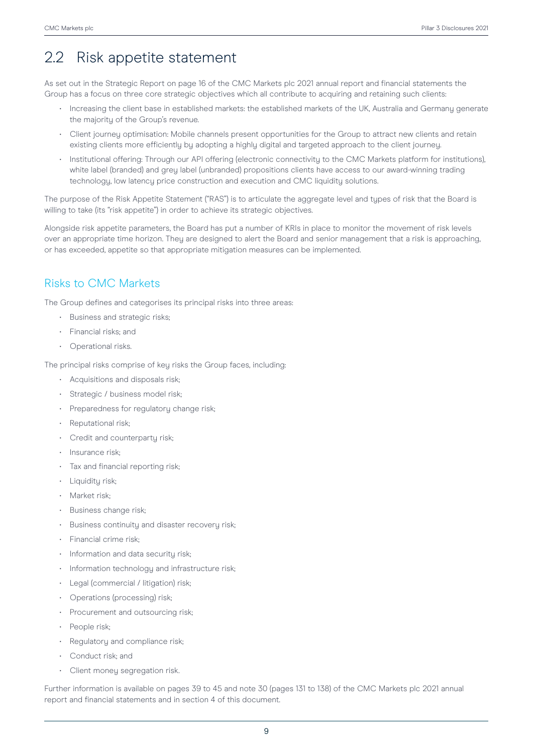## 2.2 Risk appetite statement

As set out in the Strategic Report on page 16 of the CMC Markets plc 2021 annual report and financial statements the Group has a focus on three core strategic objectives which all contribute to acquiring and retaining such clients:

- Increasing the client base in established markets: the established markets of the UK, Australia and Germany generate the majority of the Group's revenue.
- Client journey optimisation: Mobile channels present opportunities for the Group to attract new clients and retain existing clients more efficiently by adopting a highly digital and targeted approach to the client journey.
- Institutional offering: Through our API offering (electronic connectivity to the CMC Markets platform for institutions), white label (branded) and grey label (unbranded) propositions clients have access to our award-winning trading technology, low latency price construction and execution and CMC liquidity solutions.

The purpose of the Risk Appetite Statement ("RAS") is to articulate the aggregate level and types of risk that the Board is willing to take (its "risk appetite") in order to achieve its strategic objectives.

Alongside risk appetite parameters, the Board has put a number of KRIs in place to monitor the movement of risk levels over an appropriate time horizon. They are designed to alert the Board and senior management that a risk is approaching, or has exceeded, appetite so that appropriate mitigation measures can be implemented.

### Risks to CMC Markets

The Group defines and categorises its principal risks into three areas:

- Business and strategic risks;
- Financial risks; and
- Operational risks.

The principal risks comprise of key risks the Group faces, including:

- Acquisitions and disposals risk;
- Strategic / business model risk;
- Preparedness for regulatory change risk;
- Reputational risk;
- Credit and counterparty risk;
- Insurance risk;
- Tax and financial reporting risk;
- Liquidity risk;
- Market risk;
- Business change risk;
- Business continuity and disaster recovery risk;
- Financial crime risk;
- Information and data security risk;
- Information technology and infrastructure risk;
- Legal (commercial / litigation) risk;
- Operations (processing) risk;
- Procurement and outsourcing risk;
- People risk;
- Regulatory and compliance risk;
- Conduct risk; and
- Client money segregation risk.

Further information is available on pages 39 to 45 and note 30 (pages 131 to 138) of the CMC Markets plc 2021 annual report and financial statements and in section 4 of this document.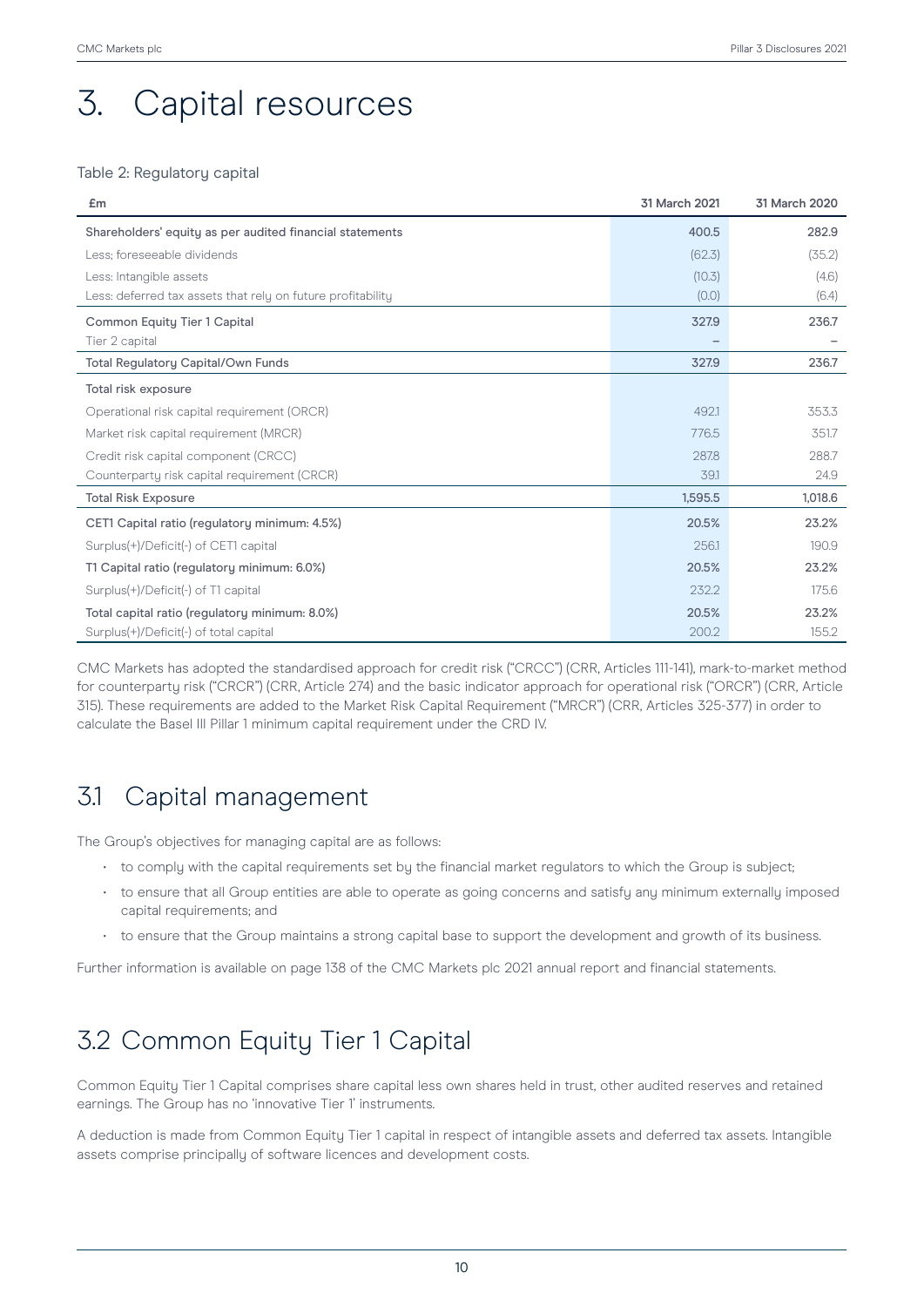# 3. Capital resources

Table 2: Regulatory capital

| £m | 31 March 2021 | 31 March 2020 |
|---|---|---|
| Shareholders' equity as per audited financial statements | 400.5 | 282.9 |
| Less; foreseeable dividends | (62.3) | (35.2) |
| Less: Intangible assets | (10.3) | (4.6) |
| Less: deferred tax assets that rely on future profitability | (0.0) | (6.4) |
| Common Equity Tier 1 Capital | 327.9 | 236.7 |
| Tier 2 capital | – | – |
| Total Regulatory Capital/Own Funds | 327.9 | 236.7 |
| Total risk exposure | | |
| Operational risk capital requirement (ORCR) | 492.1 | 353.3 |
| Market risk capital requirement (MRCR) | 776.5 | 351.7 |
| Credit risk capital component (CRCC) | 287.8 | 288.7 |
| Counterparty risk capital requirement (CRCR) | 39.1 | 24.9 |
| Total Risk Exposure | 1,595.5 | 1,018.6 |
| CET1 Capital ratio (regulatory minimum: 4.5%) | 20.5% | 23.2% |
| Surplus(+)/Deficit(-) of CET1 capital | 256.1 | 190.9 |
| T1 Capital ratio (regulatory minimum: 6.0%) | 20.5% | 23.2% |
| Surplus(+)/Deficit(-) of T1 capital | 232.2 | 175.6 |
| Total capital ratio (regulatory minimum: 8.0%) | 20.5% | 23.2% |
| Surplus(+)/Deficit(-) of total capital | 200.2 | 155.2 |

CMC Markets has adopted the standardised approach for credit risk ("CRCC") (CRR, Articles 111-141), mark-to-market method for counterparty risk ("CRCR") (CRR, Article 274) and the basic indicator approach for operational risk ("ORCR") (CRR, Article 315). These requirements are added to the Market Risk Capital Requirement ("MRCR") (CRR, Articles 325-377) in order to calculate the Basel III Pillar 1 minimum capital requirement under the CRD IV.

## 3.1 Capital management

The Group's objectives for managing capital are as follows:

- to comply with the capital requirements set by the financial market regulators to which the Group is subject;
- to ensure that all Group entities are able to operate as going concerns and satisfy any minimum externally imposed capital requirements; and
- to ensure that the Group maintains a strong capital base to support the development and growth of its business.

Further information is available on page 138 of the CMC Markets plc 2021 annual report and financial statements.

## 3.2 Common Equity Tier 1 Capital

Common Equity Tier 1 Capital comprises share capital less own shares held in trust, other audited reserves and retained earnings. The Group has no 'innovative Tier 1' instruments.

A deduction is made from Common Equity Tier 1 capital in respect of intangible assets and deferred tax assets. Intangible assets comprise principally of software licences and development costs.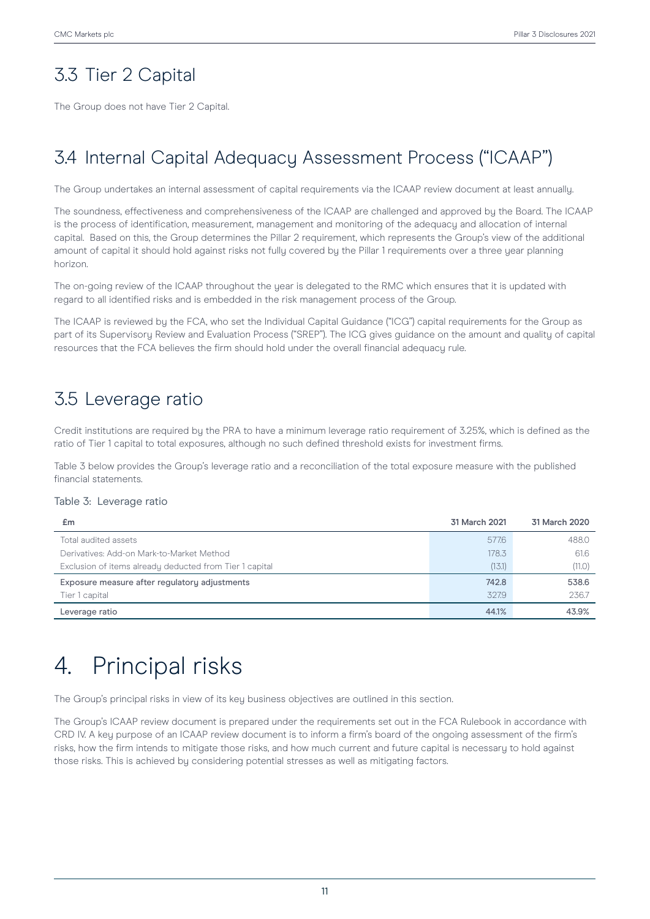## 3.3 Tier 2 Capital

The Group does not have Tier 2 Capital.

## 3.4 Internal Capital Adequacy Assessment Process ("ICAAP")

The Group undertakes an internal assessment of capital requirements via the ICAAP review document at least annually.

The soundness, effectiveness and comprehensiveness of the ICAAP are challenged and approved by the Board. The ICAAP is the process of identification, measurement, management and monitoring of the adequacy and allocation of internal capital. Based on this, the Group determines the Pillar 2 requirement, which represents the Group's view of the additional amount of capital it should hold against risks not fully covered by the Pillar 1 requirements over a three year planning horizon.

The on-going review of the ICAAP throughout the year is delegated to the RMC which ensures that it is updated with regard to all identified risks and is embedded in the risk management process of the Group.

The ICAAP is reviewed by the FCA, who set the Individual Capital Guidance ("ICG") capital requirements for the Group as part of its Supervisory Review and Evaluation Process ("SREP"). The ICG gives guidance on the amount and quality of capital resources that the FCA believes the firm should hold under the overall financial adequacy rule.

## 3.5 Leverage ratio

Credit institutions are required by the PRA to have a minimum leverage ratio requirement of 3.25%, which is defined as the ratio of Tier 1 capital to total exposures, although no such defined threshold exists for investment firms.

Table 3 below provides the Group's leverage ratio and a reconciliation of the total exposure measure with the published financial statements.

Table 3: Leverage ratio

| £m | 31 March 2021 | 31 March 2020 |
|---|---|---|
| Total audited assets | 577.6 | 488.0 |
| Derivatives: Add-on Mark-to-Market Method | 178.3 | 61.6 |
| Exclusion of items already deducted from Tier 1 capital | (13.1) | (11.0) |
| **Exposure measure after regulatory adjustments** | **742.8** | **538.6** |
| Tier 1 capital | 327.9 | 236.7 |
| **Leverage ratio** | **44.1%** | **43.9%** |

# 4. Principal risks

The Group's principal risks in view of its key business objectives are outlined in this section.

The Group's ICAAP review document is prepared under the requirements set out in the FCA Rulebook in accordance with CRD IV. A key purpose of an ICAAP review document is to inform a firm's board of the ongoing assessment of the firm's risks, how the firm intends to mitigate those risks, and how much current and future capital is necessary to hold against those risks. This is achieved by considering potential stresses as well as mitigating factors.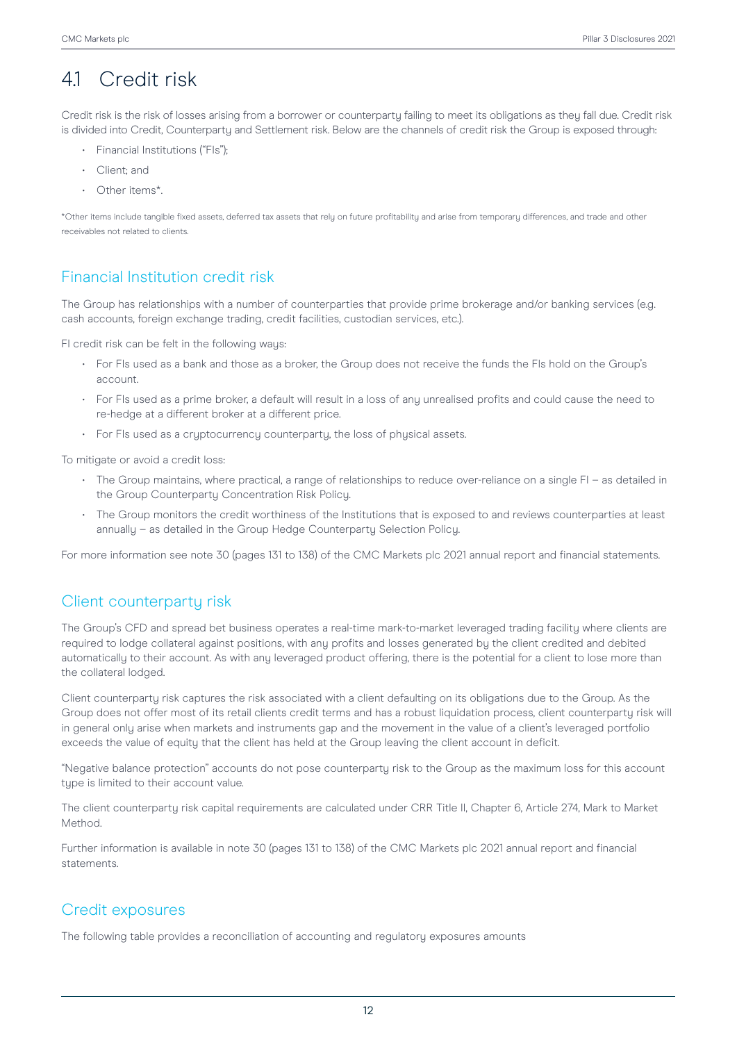# 4.1 Credit risk

Credit risk is the risk of losses arising from a borrower or counterparty failing to meet its obligations as they fall due. Credit risk is divided into Credit, Counterparty and Settlement risk. Below are the channels of credit risk the Group is exposed through:

- Financial Institutions ("FIs");
- Client; and
- Other items*.

*Other items include tangible fixed assets, deferred tax assets that rely on future profitability and arise from temporary differences, and trade and other receivables not related to clients.

## Financial Institution credit risk

The Group has relationships with a number of counterparties that provide prime brokerage and/or banking services (e.g. cash accounts, foreign exchange trading, credit facilities, custodian services, etc.).

FI credit risk can be felt in the following ways:

- For FIs used as a bank and those as a broker, the Group does not receive the funds the FIs hold on the Group's account.
- For FIs used as a prime broker, a default will result in a loss of any unrealised profits and could cause the need to re-hedge at a different broker at a different price.
- For FIs used as a cryptocurrency counterparty, the loss of physical assets.

To mitigate or avoid a credit loss:

- The Group maintains, where practical, a range of relationships to reduce over-reliance on a single FI – as detailed in the Group Counterparty Concentration Risk Policy.
- The Group monitors the credit worthiness of the Institutions that is exposed to and reviews counterparties at least annually – as detailed in the Group Hedge Counterparty Selection Policy.

For more information see note 30 (pages 131 to 138) of the CMC Markets plc 2021 annual report and financial statements.

## Client counterparty risk

The Group's CFD and spread bet business operates a real-time mark-to-market leveraged trading facility where clients are required to lodge collateral against positions, with any profits and losses generated by the client credited and debited automatically to their account. As with any leveraged product offering, there is the potential for a client to lose more than the collateral lodged.

Client counterparty risk captures the risk associated with a client defaulting on its obligations due to the Group. As the Group does not offer most of its retail clients credit terms and has a robust liquidation process, client counterparty risk will in general only arise when markets and instruments gap and the movement in the value of a client's leveraged portfolio exceeds the value of equity that the client has held at the Group leaving the client account in deficit.

"Negative balance protection" accounts do not pose counterparty risk to the Group as the maximum loss for this account type is limited to their account value.

The client counterparty risk capital requirements are calculated under CRR Title II, Chapter 6, Article 274, Mark to Market Method.

Further information is available in note 30 (pages 131 to 138) of the CMC Markets plc 2021 annual report and financial statements.

## Credit exposures

The following table provides a reconciliation of accounting and regulatory exposures amounts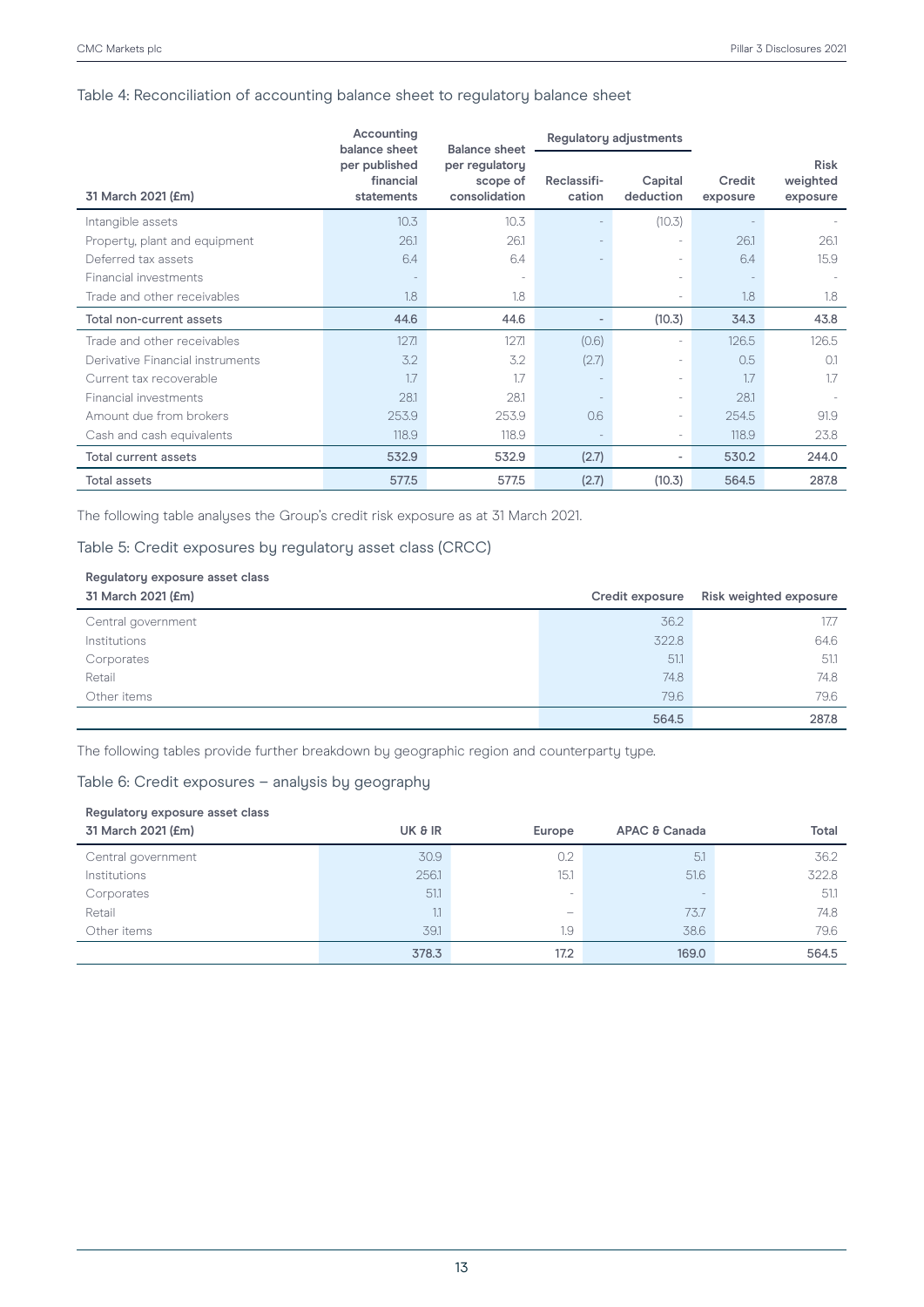## Table 4: Reconciliation of accounting balance sheet to regulatory balance sheet

| 31 March 2021 (£m) | Accounting balance sheet per published financial statements | Balance sheet per regulatory scope of consolidation | Regulatory adjustments | | Credit exposure | Risk weighted exposure |
|---|---|---|---|---|---|---|
| | | | Reclassifi-cation | Capital deduction | | |
| Intangible assets | 10.3 | 10.3 | - | (10.3) | - | - |
| Property, plant and equipment | 26.1 | 26.1 | - | - | 26.1 | 26.1 |
| Deferred tax assets | 6.4 | 6.4 | - | - | 6.4 | 15.9 |
| Financial investments | - | - | - | - | - | - |
| Trade and other receivables | 1.8 | 1.8 | | - | 1.8 | 1.8 |
| **Total non-current assets** | **44.6** | **44.6** | **-** | **(10.3)** | **34.3** | **43.8** |
| Trade and other receivables | 127.1 | 127.1 | (0.6) | - | 126.5 | 126.5 |
| Derivative Financial instruments | 3.2 | 3.2 | (2.7) | - | 0.5 | 0.1 |
| Current tax recoverable | 1.7 | 1.7 | - | - | 1.7 | 1.7 |
| Financial investments | 28.1 | 28.1 | - | - | 28.1 | - |
| Amount due from brokers | 253.9 | 253.9 | 0.6 | - | 254.5 | 91.9 |
| Cash and cash equivalents | 118.9 | 118.9 | - | - | 118.9 | 23.8 |
| **Total current assets** | **532.9** | **532.9** | **(2.7)** | **-** | **530.2** | **244.0** |
| **Total assets** | **577.5** | **577.5** | **(2.7)** | **(10.3)** | **564.5** | **287.8** |

The following table analyses the Group's credit risk exposure as at 31 March 2021.

## Table 5: Credit exposures by regulatory asset class (CRCC)

| Regulatory exposure asset class 31 March 2021 (£m) | Credit exposure | Risk weighted exposure |
|---|---|---|
| Central government | 36.2 | 17.7 |
| Institutions | 322.8 | 64.6 |
| Corporates | 51.1 | 51.1 |
| Retail | 74.8 | 74.8 |
| Other items | 79.6 | 79.6 |
| | **564.5** | **287.8** |

The following tables provide further breakdown by geographic region and counterparty type.

## Table 6: Credit exposures – analysis by geography

| Regulatory exposure asset class 31 March 2021 (£m) | UK & IR | Europe | APAC & Canada | Total |
|---|---|---|---|---|
| Central government | 30.9 | 0.2 | 5.1 | 36.2 |
| Institutions | 256.1 | 15.1 | 51.6 | 322.8 |
| Corporates | 51.1 | - | - | 51.1 |
| Retail | 1.1 | – | 73.7 | 74.8 |
| Other items | 39.1 | 1.9 | 38.6 | 79.6 |
| | **378.3** | **17.2** | **169.0** | **564.5** |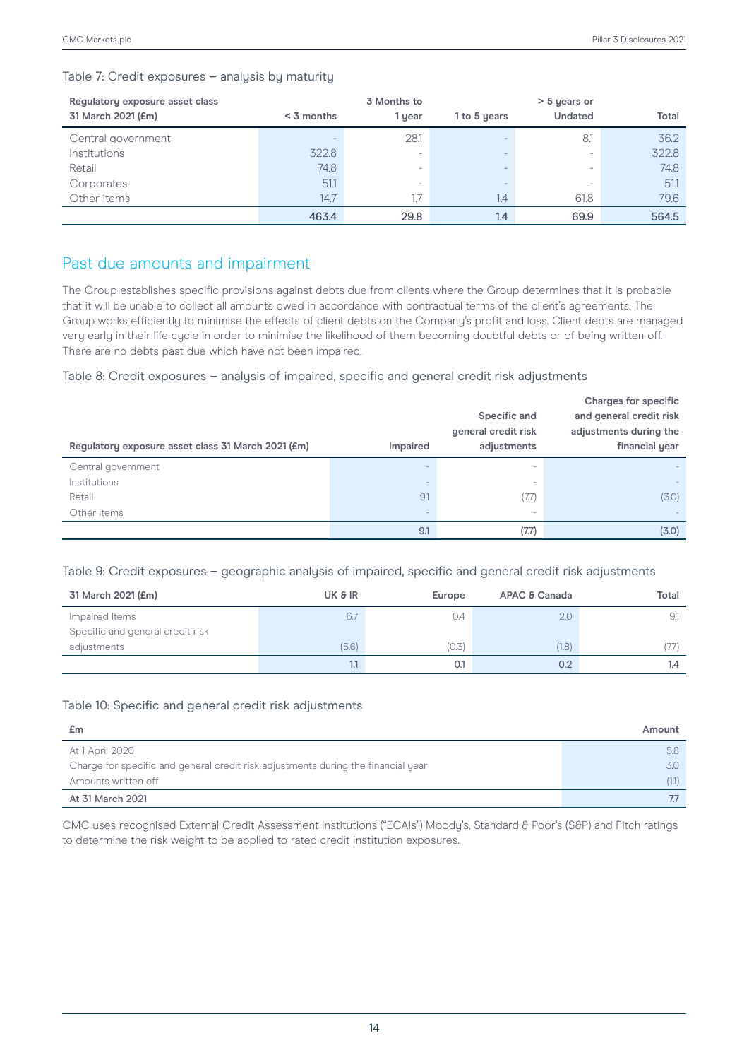Table 7: Credit exposures – analysis by maturity

| Regulatory exposure asset class 31 March 2021 (£m) | < 3 months | 3 Months to 1 year | 1 to 5 years | > 5 years or Undated | Total |
|---|---|---|---|---|---|
| Central government | - | 28.1 | - | 8.1 | 36.2 |
| Institutions | 322.8 | - | - | - | 322.8 |
| Retail | 74.8 | - | - | - | 74.8 |
| Corporates | 51.1 | - | - | - | 51.1 |
| Other items | 14.7 | 1.7 | 1.4 | 61.8 | 79.6 |
| | 463.4 | 29.8 | 1.4 | 69.9 | 564.5 |

## Past due amounts and impairment

The Group establishes specific provisions against debts due from clients where the Group determines that it is probable that it will be unable to collect all amounts owed in accordance with contractual terms of the client's agreements. The Group works efficiently to minimise the effects of client debts on the Company's profit and loss. Client debts are managed very early in their life cycle in order to minimise the likelihood of them becoming doubtful debts or of being written off. There are no debts past due which have not been impaired.

Table 8: Credit exposures – analysis of impaired, specific and general credit risk adjustments

| Regulatory exposure asset class 31 March 2021 (£m) | Impaired | Specific and general credit risk adjustments | Charges for specific and general credit risk adjustments during the financial year |
|---|---|---|---|
| Central government | - | - | - |
| Institutions | - | - | - |
| Retail | 9.1 | (7.7) | (3.0) |
| Other items | - | - | - |
| | 9.1 | (7.7) | (3.0) |

Table 9: Credit exposures – geographic analysis of impaired, specific and general credit risk adjustments

| 31 March 2021 (£m) | UK & IR | Europe | APAC & Canada | Total |
|---|---|---|---|---|
| Impaired Items | 6.7 | 0.4 | 2.0 | 9.1 |
| Specific and general credit risk adjustments | (5.6) | (0.3) | (1.8) | (7.7) |
| | 1.1 | 0.1 | 0.2 | 1.4 |

Table 10: Specific and general credit risk adjustments

| £m | Amount |
|---|---|
| At 1 April 2020 | 5.8 |
| Charge for specific and general credit risk adjustments during the financial year | 3.0 |
| Amounts written off | (1.1) |
| **At 31 March 2021** | **7.7** |

CMC uses recognised External Credit Assessment Institutions ("ECAIs") Moody's, Standard & Poor's (S&P) and Fitch ratings to determine the risk weight to be applied to rated credit institution exposures.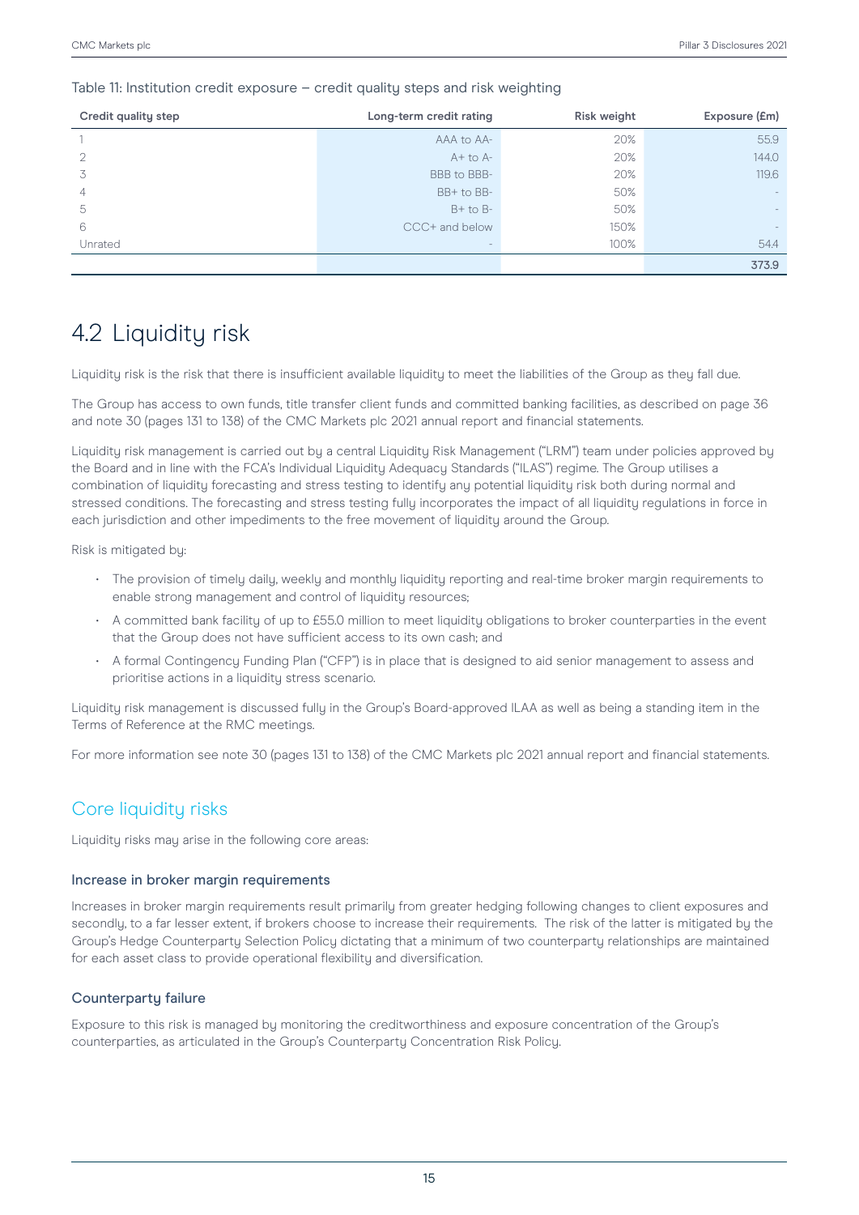Table 11: Institution credit exposure – credit quality steps and risk weighting

| Credit quality step | Long-term credit rating | Risk weight | Exposure (£m) |
|---|---|---|---|
| 1 | AAA to AA- | 20% | 55.9 |
| 2 | A+ to A- | 20% | 144.0 |
| 3 | BBB to BBB- | 20% | 119.6 |
| 4 | BB+ to BB- | 50% | - |
| 5 | B+ to B- | 50% | - |
| 6 | CCC+ and below | 150% | - |
| Unrated | - | 100% | 54.4 |
| | | | **373.9** |

# 4.2 Liquidity risk

Liquidity risk is the risk that there is insufficient available liquidity to meet the liabilities of the Group as they fall due.

The Group has access to own funds, title transfer client funds and committed banking facilities, as described on page 36 and note 30 (pages 131 to 138) of the CMC Markets plc 2021 annual report and financial statements.

Liquidity risk management is carried out by a central Liquidity Risk Management ("LRM") team under policies approved by the Board and in line with the FCA's Individual Liquidity Adequacy Standards ("ILAS") regime. The Group utilises a combination of liquidity forecasting and stress testing to identify any potential liquidity risk both during normal and stressed conditions. The forecasting and stress testing fully incorporates the impact of all liquidity regulations in force in each jurisdiction and other impediments to the free movement of liquidity around the Group.

Risk is mitigated by:

- The provision of timely daily, weekly and monthly liquidity reporting and real-time broker margin requirements to enable strong management and control of liquidity resources;
- A committed bank facility of up to £55.0 million to meet liquidity obligations to broker counterparties in the event that the Group does not have sufficient access to its own cash; and
- A formal Contingency Funding Plan ("CFP") is in place that is designed to aid senior management to assess and prioritise actions in a liquidity stress scenario.

Liquidity risk management is discussed fully in the Group's Board-approved ILAA as well as being a standing item in the Terms of Reference at the RMC meetings.

For more information see note 30 (pages 131 to 138) of the CMC Markets plc 2021 annual report and financial statements.

## Core liquidity risks

Liquidity risks may arise in the following core areas:

### Increase in broker margin requirements

Increases in broker margin requirements result primarily from greater hedging following changes to client exposures and secondly, to a far lesser extent, if brokers choose to increase their requirements. The risk of the latter is mitigated by the Group's Hedge Counterparty Selection Policy dictating that a minimum of two counterparty relationships are maintained for each asset class to provide operational flexibility and diversification.

### Counterparty failure

Exposure to this risk is managed by monitoring the creditworthiness and exposure concentration of the Group's counterparties, as articulated in the Group's Counterparty Concentration Risk Policy.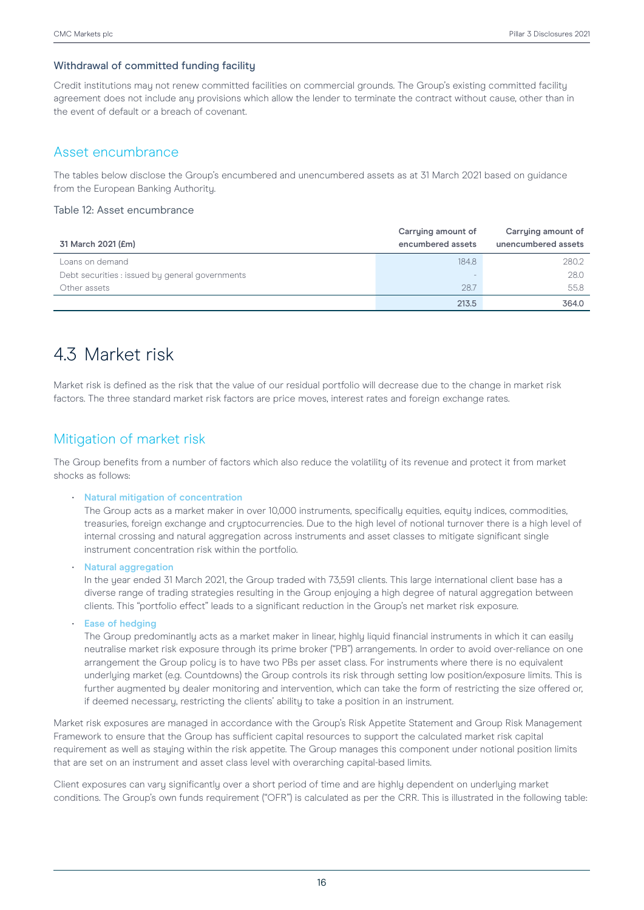### Withdrawal of committed funding facility

Credit institutions may not renew committed facilities on commercial grounds. The Group's existing committed facility agreement does not include any provisions which allow the lender to terminate the contract without cause, other than in the event of default or a breach of covenant.

## Asset encumbrance

The tables below disclose the Group's encumbered and unencumbered assets as at 31 March 2021 based on guidance from the European Banking Authority.

Table 12: Asset encumbrance

| 31 March 2021 (£m) | Carrying amount of encumbered assets | Carrying amount of unencumbered assets |
|---|---|---|
| Loans on demand | 184.8 | 280.2 |
| Debt securities : issued by general governments | - | 28.0 |
| Other assets | 28.7 | 55.8 |
| | **213.5** | **364.0** |

# 4.3 Market risk

Market risk is defined as the risk that the value of our residual portfolio will decrease due to the change in market risk factors. The three standard market risk factors are price moves, interest rates and foreign exchange rates.

## Mitigation of market risk

The Group benefits from a number of factors which also reduce the volatility of its revenue and protect it from market shocks as follows:

- **Natural mitigation of concentration**
  The Group acts as a market maker in over 10,000 instruments, specifically equities, equity indices, commodities, treasuries, foreign exchange and cryptocurrencies. Due to the high level of notional turnover there is a high level of internal crossing and natural aggregation across instruments and asset classes to mitigate significant single instrument concentration risk within the portfolio.
- **Natural aggregation**
  In the year ended 31 March 2021, the Group traded with 73,591 clients. This large international client base has a diverse range of trading strategies resulting in the Group enjoying a high degree of natural aggregation between clients. This "portfolio effect" leads to a significant reduction in the Group's net market risk exposure.
- **Ease of hedging**
  The Group predominantly acts as a market maker in linear, highly liquid financial instruments in which it can easily neutralise market risk exposure through its prime broker ("PB") arrangements. In order to avoid over-reliance on one arrangement the Group policy is to have two PBs per asset class. For instruments where there is no equivalent underlying market (e.g. Countdowns) the Group controls its risk through setting low position/exposure limits. This is further augmented by dealer monitoring and intervention, which can take the form of restricting the size offered or, if deemed necessary, restricting the clients' ability to take a position in an instrument.

Market risk exposures are managed in accordance with the Group's Risk Appetite Statement and Group Risk Management Framework to ensure that the Group has sufficient capital resources to support the calculated market risk capital requirement as well as staying within the risk appetite. The Group manages this component under notional position limits that are set on an instrument and asset class level with overarching capital-based limits.

Client exposures can vary significantly over a short period of time and are highly dependent on underlying market conditions. The Group's own funds requirement ("OFR") is calculated as per the CRR. This is illustrated in the following table: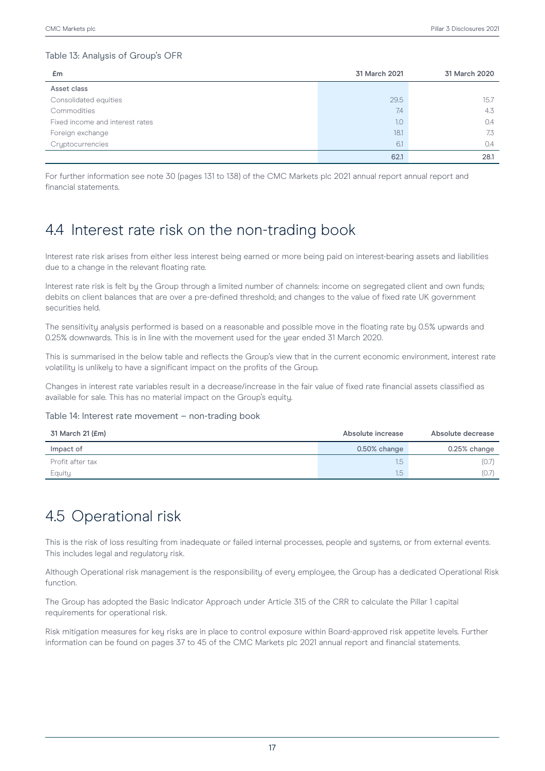Table 13: Analysis of Group's OFR

| £m | 31 March 2021 | 31 March 2020 |
|---|---|---|
| Asset class | | |
| Consolidated equities | 29.5 | 15.7 |
| Commodities | 7.4 | 4.3 |
| Fixed income and interest rates | 1.0 | 0.4 |
| Foreign exchange | 18.1 | 7.3 |
| Cryptocurrencies | 6.1 | 0.4 |
| | **62.1** | **28.1** |

For further information see note 30 (pages 131 to 138) of the CMC Markets plc 2021 annual report annual report and financial statements.

## 4.4 Interest rate risk on the non-trading book

Interest rate risk arises from either less interest being earned or more being paid on interest-bearing assets and liabilities due to a change in the relevant floating rate.

Interest rate risk is felt by the Group through a limited number of channels: income on segregated client and own funds; debits on client balances that are over a pre-defined threshold; and changes to the value of fixed rate UK government securities held.

The sensitivity analysis performed is based on a reasonable and possible move in the floating rate by 0.5% upwards and 0.25% downwards. This is in line with the movement used for the year ended 31 March 2020.

This is summarised in the below table and reflects the Group's view that in the current economic environment, interest rate volatility is unlikely to have a significant impact on the profits of the Group.

Changes in interest rate variables result in a decrease/increase in the fair value of fixed rate financial assets classified as available for sale. This has no material impact on the Group's equity.

Table 14: Interest rate movement – non-trading book

| 31 March 21 (£m) | Absolute increase | Absolute decrease |
|---|---|---|
| Impact of | 0.50% change | 0.25% change |
| Profit after tax | 1.5 | (0.7) |
| Equity | 1.5 | (0.7) |

## 4.5 Operational risk

This is the risk of loss resulting from inadequate or failed internal processes, people and systems, or from external events. This includes legal and regulatory risk.

Although Operational risk management is the responsibility of every employee, the Group has a dedicated Operational Risk function.

The Group has adopted the Basic Indicator Approach under Article 315 of the CRR to calculate the Pillar 1 capital requirements for operational risk.

Risk mitigation measures for key risks are in place to control exposure within Board-approved risk appetite levels. Further information can be found on pages 37 to 45 of the CMC Markets plc 2021 annual report and financial statements.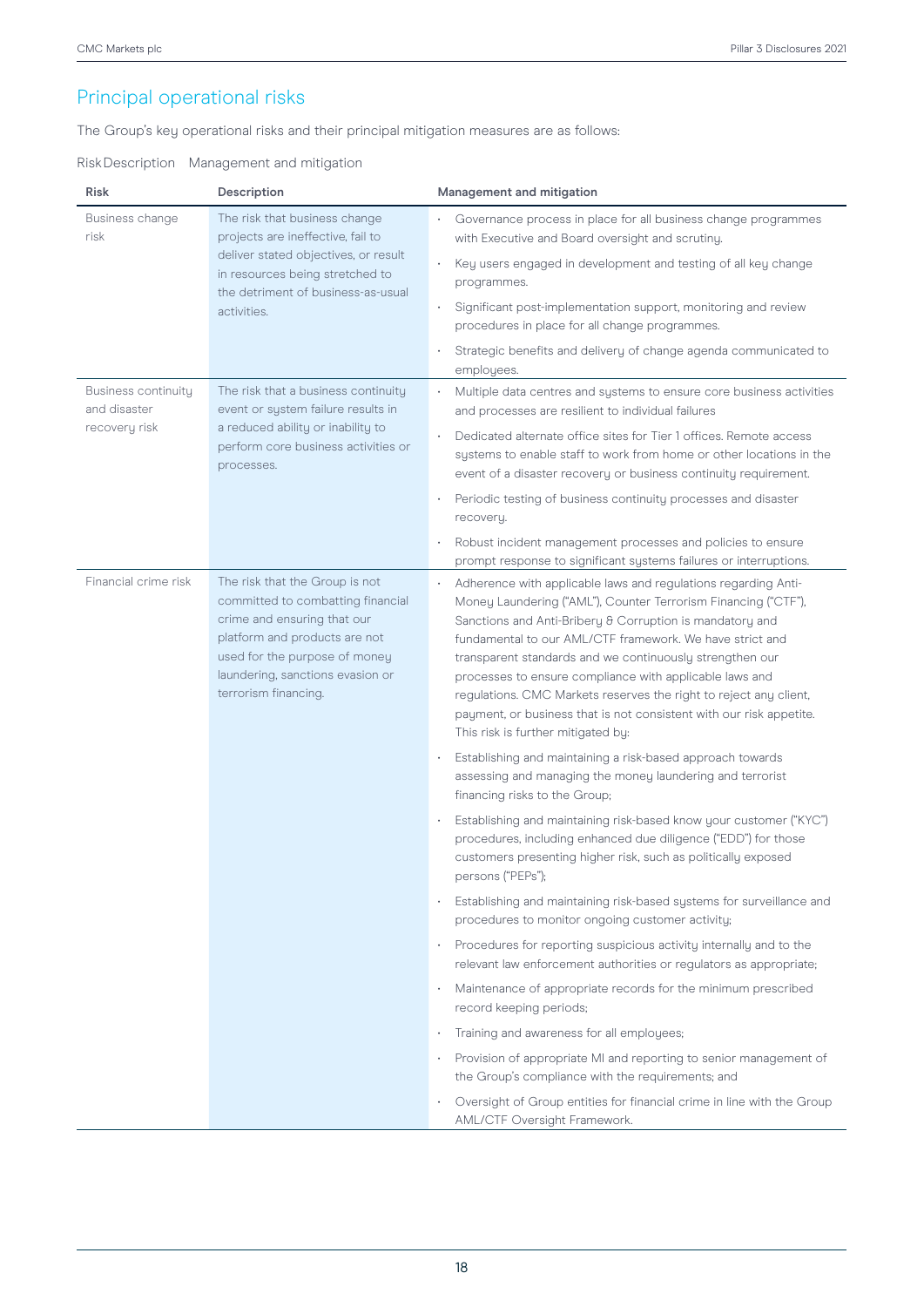## Principal operational risks

The Group's key operational risks and their principal mitigation measures are as follows:

Risk Description Management and mitigation

| Risk | Description | Management and mitigation |
|---|---|---|
| Business change risk | The risk that business change projects are ineffective, fail to deliver stated objectives, or result in resources being stretched to the detriment of business-as-usual activities. | • Governance process in place for all business change programmes with Executive and Board oversight and scrutiny.<br>• Key users engaged in development and testing of all key change programmes.<br>• Significant post-implementation support, monitoring and review procedures in place for all change programmes.<br>• Strategic benefits and delivery of change agenda communicated to employees. |
| Business continuity and disaster recovery risk | The risk that a business continuity event or system failure results in a reduced ability or inability to perform core business activities or processes. | • Multiple data centres and systems to ensure core business activities and processes are resilient to individual failures<br>• Dedicated alternate office sites for Tier 1 offices. Remote access systems to enable staff to work from home or other locations in the event of a disaster recovery or business continuity requirement.<br>• Periodic testing of business continuity processes and disaster recovery.<br>• Robust incident management processes and policies to ensure prompt response to significant systems failures or interruptions. |
| Financial crime risk | The risk that the Group is not committed to combatting financial crime and ensuring that our platform and products are not used for the purpose of money laundering, sanctions evasion or terrorism financing. | • Adherence with applicable laws and regulations regarding Anti-Money Laundering ("AML"), Counter Terrorism Financing ("CTF"), Sanctions and Anti-Bribery & Corruption is mandatory and fundamental to our AML/CTF framework. We have strict and transparent standards and we continuously strengthen our processes to ensure compliance with applicable laws and regulations. CMC Markets reserves the right to reject any client, payment, or business that is not consistent with our risk appetite. This risk is further mitigated by:<br>• Establishing and maintaining a risk-based approach towards assessing and managing the money laundering and terrorist financing risks to the Group;<br>• Establishing and maintaining risk-based know your customer ("KYC") procedures, including enhanced due diligence ("EDD") for those customers presenting higher risk, such as politically exposed persons ("PEPs");<br>• Establishing and maintaining risk-based systems for surveillance and procedures to monitor ongoing customer activity;<br>• Procedures for reporting suspicious activity internally and to the relevant law enforcement authorities or regulators as appropriate;<br>• Maintenance of appropriate records for the minimum prescribed record keeping periods;<br>• Training and awareness for all employees;<br>• Provision of appropriate MI and reporting to senior management of the Group's compliance with the requirements; and<br>• Oversight of Group entities for financial crime in line with the Group AML/CTF Oversight Framework. |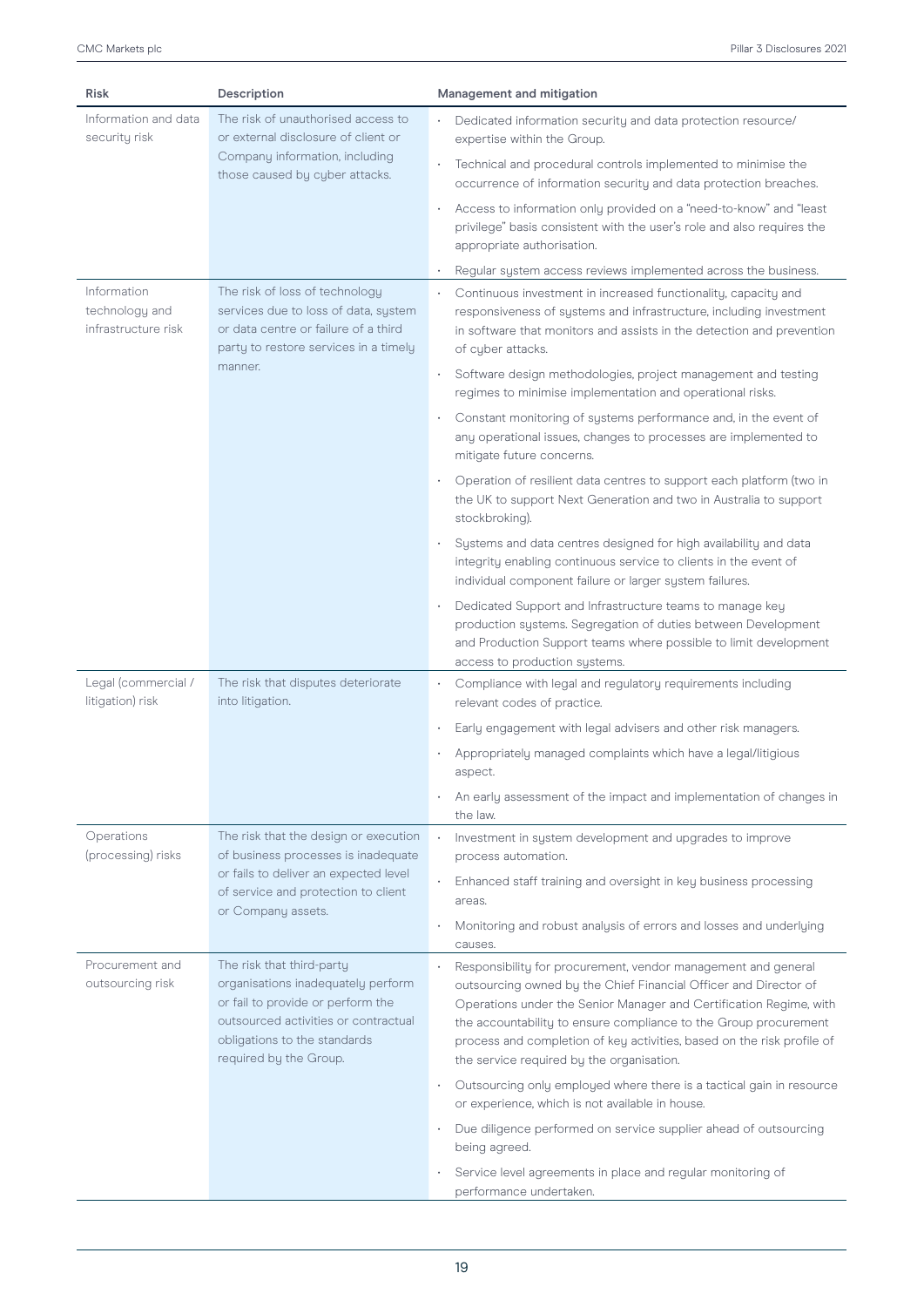| Risk | Description | Management and mitigation |
|---|---|---|
| Information and data security risk | The risk of unauthorised access to or external disclosure of client or Company information, including those caused by cyber attacks. | • Dedicated information security and data protection resource/ expertise within the Group.<br>• Technical and procedural controls implemented to minimise the occurrence of information security and data protection breaches.<br>• Access to information only provided on a "need-to-know" and "least privilege" basis consistent with the user's role and also requires the appropriate authorisation.<br>• Regular system access reviews implemented across the business. |
| Information technology and infrastructure risk | The risk of loss of technology services due to loss of data, system or data centre or failure of a third party to restore services in a timely manner. | • Continuous investment in increased functionality, capacity and responsiveness of systems and infrastructure, including investment in software that monitors and assists in the detection and prevention of cyber attacks.<br>• Software design methodologies, project management and testing regimes to minimise implementation and operational risks.<br>• Constant monitoring of systems performance and, in the event of any operational issues, changes to processes are implemented to mitigate future concerns.<br>• Operation of resilient data centres to support each platform (two in the UK to support Next Generation and two in Australia to support stockbroking).<br>• Systems and data centres designed for high availability and data integrity enabling continuous service to clients in the event of individual component failure or larger system failures.<br>• Dedicated Support and Infrastructure teams to manage key production systems. Segregation of duties between Development and Production Support teams where possible to limit development access to production systems. |
| Legal (commercial / litigation) risk | The risk that disputes deteriorate into litigation. | • Compliance with legal and regulatory requirements including relevant codes of practice.<br>• Early engagement with legal advisers and other risk managers.<br>• Appropriately managed complaints which have a legal/litigious aspect.<br>• An early assessment of the impact and implementation of changes in the law. |
| Operations (processing) risks | The risk that the design or execution of business processes is inadequate or fails to deliver an expected level of service and protection to client or Company assets. | • Investment in system development and upgrades to improve process automation.<br>• Enhanced staff training and oversight in key business processing areas.<br>• Monitoring and robust analysis of errors and losses and underlying causes. |
| Procurement and outsourcing risk | The risk that third-party organisations inadequately perform or fail to provide or perform the outsourced activities or contractual obligations to the standards required by the Group. | • Responsibility for procurement, vendor management and general outsourcing owned by the Chief Financial Officer and Director of Operations under the Senior Manager and Certification Regime, with the accountability to ensure compliance to the Group procurement process and completion of key activities, based on the risk profile of the service required by the organisation.<br>• Outsourcing only employed where there is a tactical gain in resource or experience, which is not available in house.<br>• Due diligence performed on service supplier ahead of outsourcing being agreed.<br>• Service level agreements in place and regular monitoring of performance undertaken. |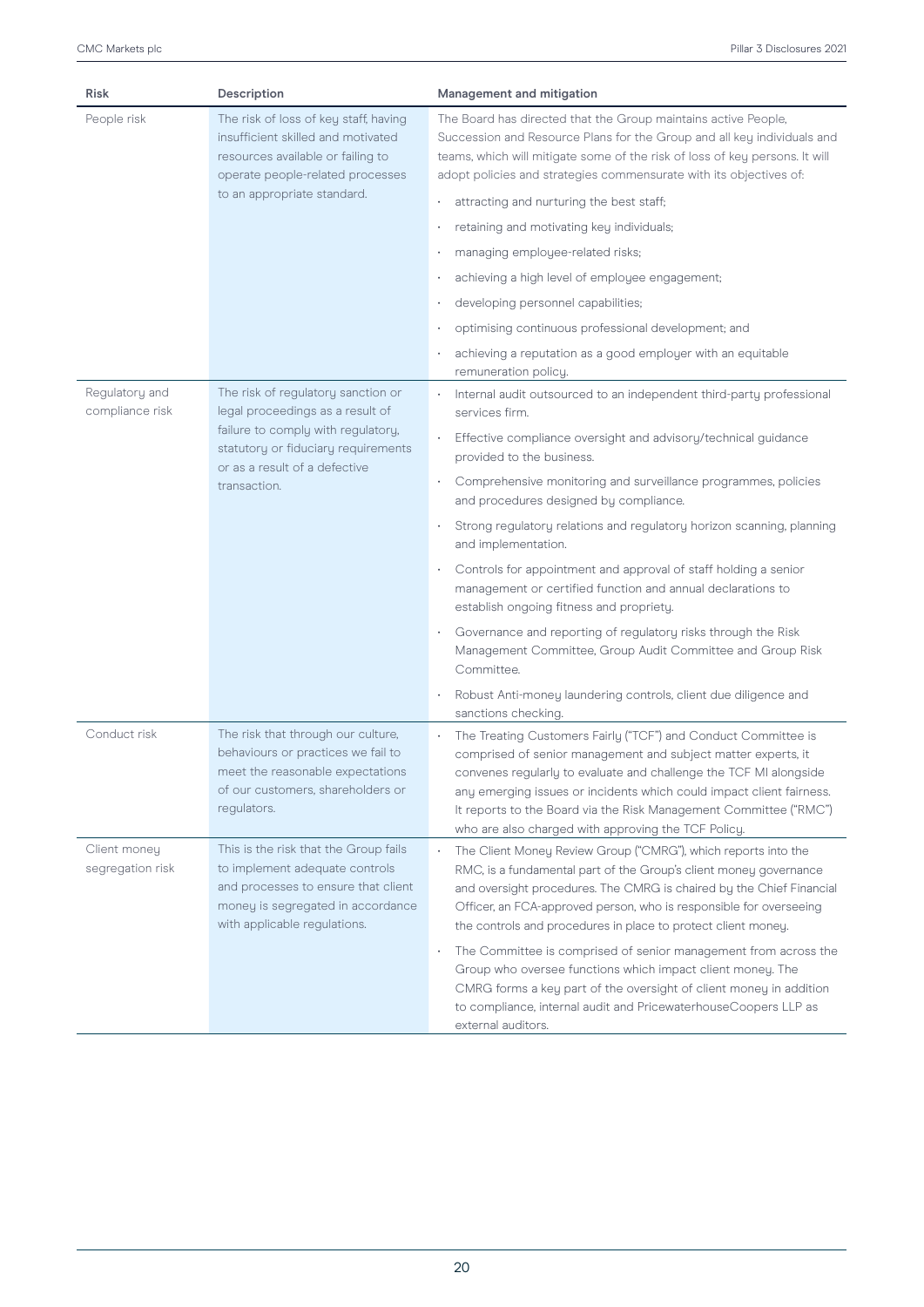| Risk | Description | Management and mitigation |
|---|---|---|
| People risk | The risk of loss of key staff, having insufficient skilled and motivated resources available or failing to operate people-related processes to an appropriate standard. | The Board has directed that the Group maintains active People, Succession and Resource Plans for the Group and all key individuals and teams, which will mitigate some of the risk of loss of key persons. It will adopt policies and strategies commensurate with its objectives of: <br>• attracting and nurturing the best staff; <br>• retaining and motivating key individuals; <br>• managing employee-related risks; <br>• achieving a high level of employee engagement; <br>• developing personnel capabilities; <br>• optimising continuous professional development; and <br>• achieving a reputation as a good employer with an equitable remuneration policy. |
| Regulatory and compliance risk | The risk of regulatory sanction or legal proceedings as a result of failure to comply with regulatory, statutory or fiduciary requirements or as a result of a defective transaction. | • Internal audit outsourced to an independent third-party professional services firm. <br>• Effective compliance oversight and advisory/technical guidance provided to the business. <br>• Comprehensive monitoring and surveillance programmes, policies and procedures designed by compliance. <br>• Strong regulatory relations and regulatory horizon scanning, planning and implementation. <br>• Controls for appointment and approval of staff holding a senior management or certified function and annual declarations to establish ongoing fitness and propriety. <br>• Governance and reporting of regulatory risks through the Risk Management Committee, Group Audit Committee and Group Risk Committee. <br>• Robust Anti-money laundering controls, client due diligence and sanctions checking. |
| Conduct risk | The risk that through our culture, behaviours or practices we fail to meet the reasonable expectations of our customers, shareholders or regulators. | • The Treating Customers Fairly ("TCF") and Conduct Committee is comprised of senior management and subject matter experts, it convenes regularly to evaluate and challenge the TCF MI alongside any emerging issues or incidents which could impact client fairness. It reports to the Board via the Risk Management Committee ("RMC") who are also charged with approving the TCF Policy. |
| Client money segregation risk | This is the risk that the Group fails to implement adequate controls and processes to ensure that client money is segregated in accordance with applicable regulations. | • The Client Money Review Group ("CMRG"), which reports into the RMC, is a fundamental part of the Group's client money governance and oversight procedures. The CMRG is chaired by the Chief Financial Officer, an FCA-approved person, who is responsible for overseeing the controls and procedures in place to protect client money. <br>• The Committee is comprised of senior management from across the Group who oversee functions which impact client money. The CMRG forms a key part of the oversight of client money in addition to compliance, internal audit and PricewaterhouseCoopers LLP as external auditors. |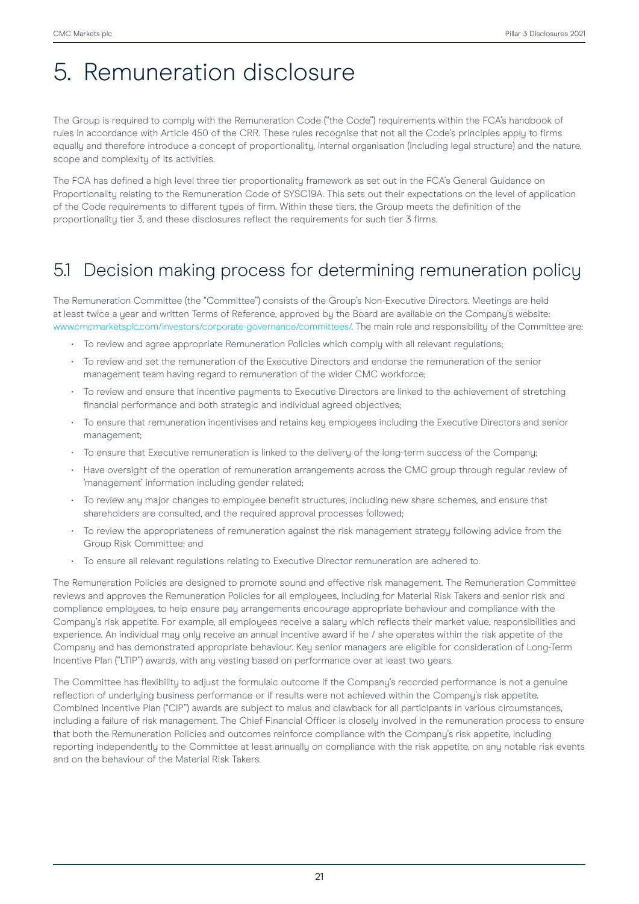# 5. Remuneration disclosure

The Group is required to comply with the Remuneration Code ("the Code") requirements within the FCA's handbook of rules in accordance with Article 450 of the CRR. These rules recognise that not all the Code's principles apply to firms equally and therefore introduce a concept of proportionality, internal organisation (including legal structure) and the nature, scope and complexity of its activities.

The FCA has defined a high level three tier proportionality framework as set out in the FCA's General Guidance on Proportionality relating to the Remuneration Code of SYSC19A. This sets out their expectations on the level of application of the Code requirements to different types of firm. Within these tiers, the Group meets the definition of the proportionality tier 3, and these disclosures reflect the requirements for such tier 3 firms.

## 5.1 Decision making process for determining remuneration policy

The Remuneration Committee (the "Committee") consists of the Group's Non-Executive Directors. Meetings are held at least twice a year and written Terms of Reference, approved by the Board are available on the Company's website: www.cmcmarketsplc.com/investors/corporate-governance/committees/. The main role and responsibility of the Committee are:

- To review and agree appropriate Remuneration Policies which comply with all relevant regulations;
- To review and set the remuneration of the Executive Directors and endorse the remuneration of the senior management team having regard to remuneration of the wider CMC workforce;
- To review and ensure that incentive payments to Executive Directors are linked to the achievement of stretching financial performance and both strategic and individual agreed objectives;
- To ensure that remuneration incentivises and retains key employees including the Executive Directors and senior management;
- To ensure that Executive remuneration is linked to the delivery of the long-term success of the Company;
- Have oversight of the operation of remuneration arrangements across the CMC group through regular review of 'management' information including gender related;
- To review any major changes to employee benefit structures, including new share schemes, and ensure that shareholders are consulted, and the required approval processes followed;
- To review the appropriateness of remuneration against the risk management strategy following advice from the Group Risk Committee; and
- To ensure all relevant regulations relating to Executive Director remuneration are adhered to.

The Remuneration Policies are designed to promote sound and effective risk management. The Remuneration Committee reviews and approves the Remuneration Policies for all employees, including for Material Risk Takers and senior risk and compliance employees, to help ensure pay arrangements encourage appropriate behaviour and compliance with the Company's risk appetite. For example, all employees receive a salary which reflects their market value, responsibilities and experience. An individual may only receive an annual incentive award if he / she operates within the risk appetite of the Company and has demonstrated appropriate behaviour. Key senior managers are eligible for consideration of Long-Term Incentive Plan ("LTIP") awards, with any vesting based on performance over at least two years.

The Committee has flexibility to adjust the formulaic outcome if the Company's recorded performance is not a genuine reflection of underlying business performance or if results were not achieved within the Company's risk appetite. Combined Incentive Plan ("CIP") awards are subject to malus and clawback for all participants in various circumstances, including a failure of risk management. The Chief Financial Officer is closely involved in the remuneration process to ensure that both the Remuneration Policies and outcomes reinforce compliance with the Company's risk appetite, including reporting independently to the Committee at least annually on compliance with the risk appetite, on any notable risk events and on the behaviour of the Material Risk Takers.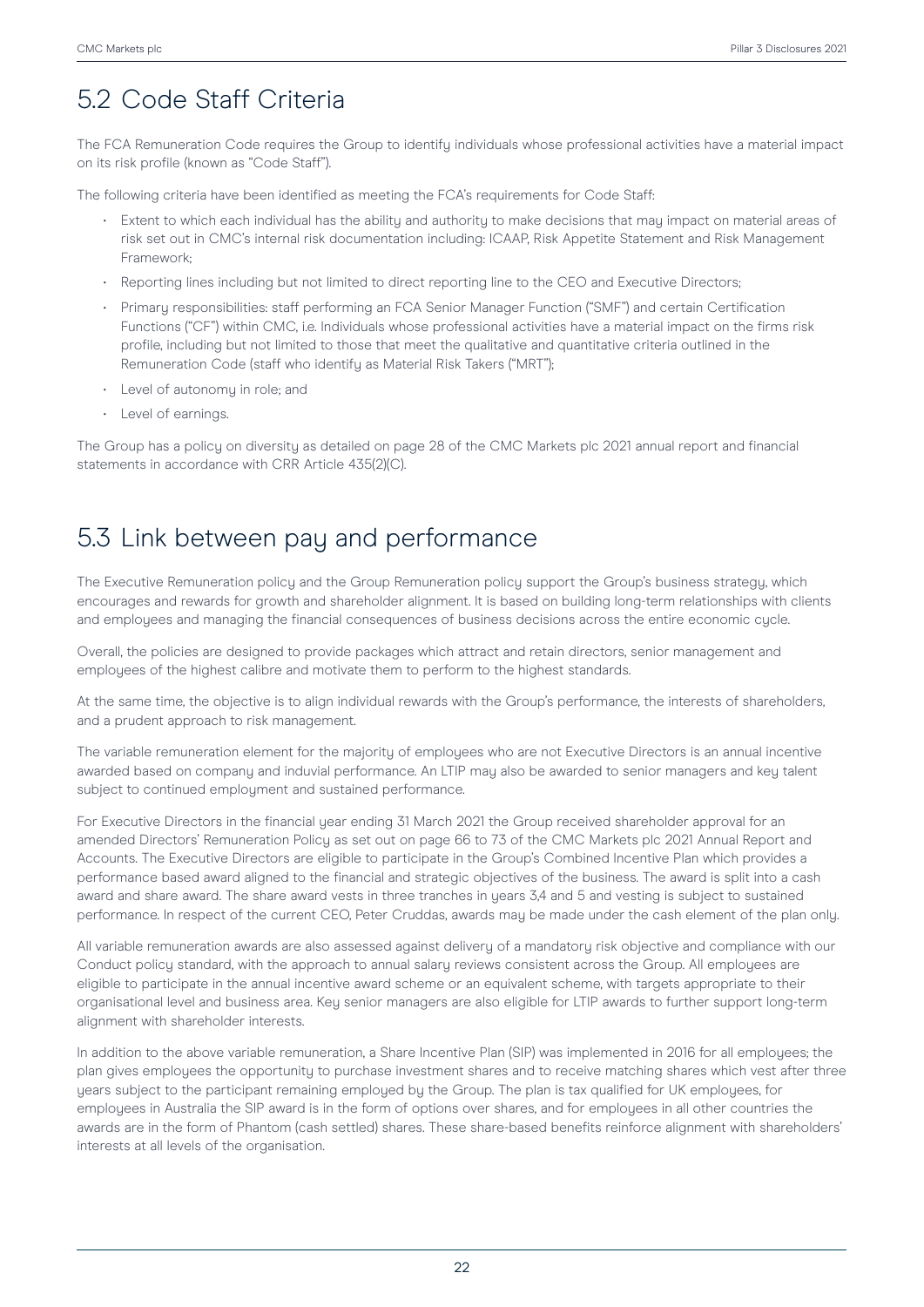## 5.2 Code Staff Criteria

The FCA Remuneration Code requires the Group to identify individuals whose professional activities have a material impact on its risk profile (known as "Code Staff").

The following criteria have been identified as meeting the FCA's requirements for Code Staff:

- Extent to which each individual has the ability and authority to make decisions that may impact on material areas of risk set out in CMC's internal risk documentation including: ICAAP, Risk Appetite Statement and Risk Management Framework;
- Reporting lines including but not limited to direct reporting line to the CEO and Executive Directors;
- Primary responsibilities: staff performing an FCA Senior Manager Function ("SMF") and certain Certification Functions ("CF") within CMC, i.e. Individuals whose professional activities have a material impact on the firms risk profile, including but not limited to those that meet the qualitative and quantitative criteria outlined in the Remuneration Code (staff who identify as Material Risk Takers ("MRT");
- Level of autonomy in role; and
- Level of earnings.

The Group has a policy on diversity as detailed on page 28 of the CMC Markets plc 2021 annual report and financial statements in accordance with CRR Article 435(2)(C).

## 5.3 Link between pay and performance

The Executive Remuneration policy and the Group Remuneration policy support the Group's business strategy, which encourages and rewards for growth and shareholder alignment. It is based on building long-term relationships with clients and employees and managing the financial consequences of business decisions across the entire economic cycle.

Overall, the policies are designed to provide packages which attract and retain directors, senior management and employees of the highest calibre and motivate them to perform to the highest standards.

At the same time, the objective is to align individual rewards with the Group's performance, the interests of shareholders, and a prudent approach to risk management.

The variable remuneration element for the majority of employees who are not Executive Directors is an annual incentive awarded based on company and induvial performance. An LTIP may also be awarded to senior managers and key talent subject to continued employment and sustained performance.

For Executive Directors in the financial year ending 31 March 2021 the Group received shareholder approval for an amended Directors' Remuneration Policy as set out on page 66 to 73 of the CMC Markets plc 2021 Annual Report and Accounts. The Executive Directors are eligible to participate in the Group's Combined Incentive Plan which provides a performance based award aligned to the financial and strategic objectives of the business. The award is split into a cash award and share award. The share award vests in three tranches in years 3,4 and 5 and vesting is subject to sustained performance. In respect of the current CEO, Peter Cruddas, awards may be made under the cash element of the plan only.

All variable remuneration awards are also assessed against delivery of a mandatory risk objective and compliance with our Conduct policy standard, with the approach to annual salary reviews consistent across the Group. All employees are eligible to participate in the annual incentive award scheme or an equivalent scheme, with targets appropriate to their organisational level and business area. Key senior managers are also eligible for LTIP awards to further support long-term alignment with shareholder interests.

In addition to the above variable remuneration, a Share Incentive Plan (SIP) was implemented in 2016 for all employees; the plan gives employees the opportunity to purchase investment shares and to receive matching shares which vest after three years subject to the participant remaining employed by the Group. The plan is tax qualified for UK employees, for employees in Australia the SIP award is in the form of options over shares, and for employees in all other countries the awards are in the form of Phantom (cash settled) shares. These share-based benefits reinforce alignment with shareholders' interests at all levels of the organisation.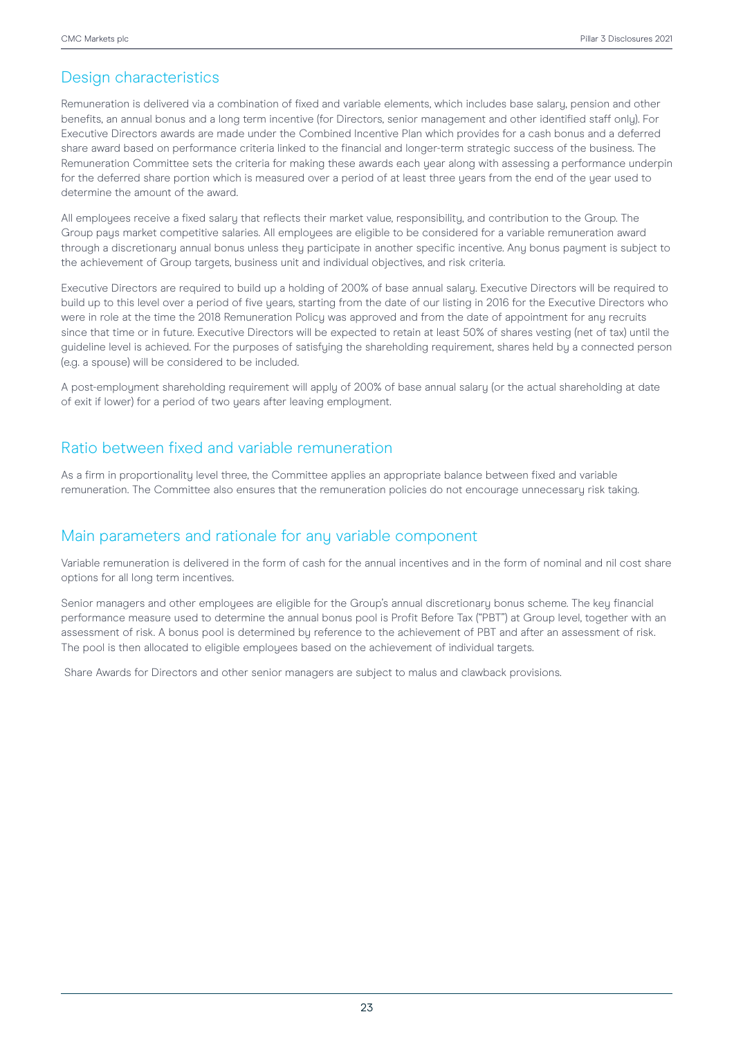## Design characteristics

Remuneration is delivered via a combination of fixed and variable elements, which includes base salary, pension and other benefits, an annual bonus and a long term incentive (for Directors, senior management and other identified staff only). For Executive Directors awards are made under the Combined Incentive Plan which provides for a cash bonus and a deferred share award based on performance criteria linked to the financial and longer-term strategic success of the business. The Remuneration Committee sets the criteria for making these awards each year along with assessing a performance underpin for the deferred share portion which is measured over a period of at least three years from the end of the year used to determine the amount of the award.

All employees receive a fixed salary that reflects their market value, responsibility, and contribution to the Group. The Group pays market competitive salaries. All employees are eligible to be considered for a variable remuneration award through a discretionary annual bonus unless they participate in another specific incentive. Any bonus payment is subject to the achievement of Group targets, business unit and individual objectives, and risk criteria.

Executive Directors are required to build up a holding of 200% of base annual salary. Executive Directors will be required to build up to this level over a period of five years, starting from the date of our listing in 2016 for the Executive Directors who were in role at the time the 2018 Remuneration Policy was approved and from the date of appointment for any recruits since that time or in future. Executive Directors will be expected to retain at least 50% of shares vesting (net of tax) until the guideline level is achieved. For the purposes of satisfying the shareholding requirement, shares held by a connected person (e.g. a spouse) will be considered to be included.

A post-employment shareholding requirement will apply of 200% of base annual salary (or the actual shareholding at date of exit if lower) for a period of two years after leaving employment.

## Ratio between fixed and variable remuneration

As a firm in proportionality level three, the Committee applies an appropriate balance between fixed and variable remuneration. The Committee also ensures that the remuneration policies do not encourage unnecessary risk taking.

## Main parameters and rationale for any variable component

Variable remuneration is delivered in the form of cash for the annual incentives and in the form of nominal and nil cost share options for all long term incentives.

Senior managers and other employees are eligible for the Group's annual discretionary bonus scheme. The key financial performance measure used to determine the annual bonus pool is Profit Before Tax ("PBT") at Group level, together with an assessment of risk. A bonus pool is determined by reference to the achievement of PBT and after an assessment of risk. The pool is then allocated to eligible employees based on the achievement of individual targets.

Share Awards for Directors and other senior managers are subject to malus and clawback provisions.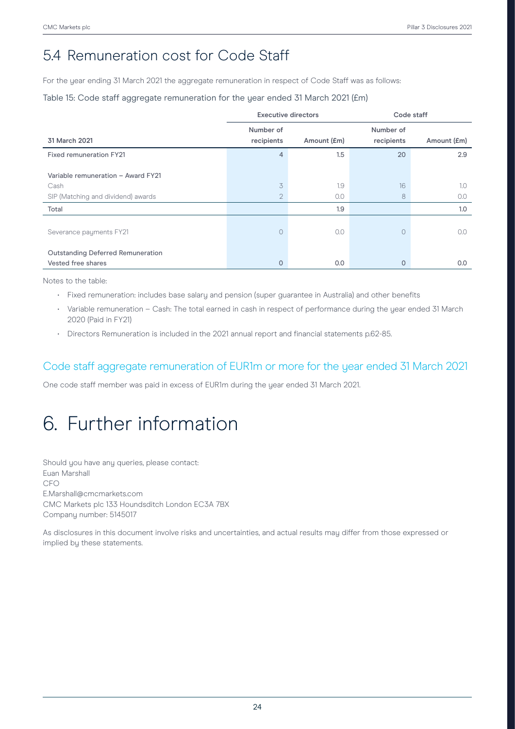## 5.4 Remuneration cost for Code Staff

For the year ending 31 March 2021 the aggregate remuneration in respect of Code Staff was as follows:

Table 15: Code staff aggregate remuneration for the year ended 31 March 2021 (£m)

| | Executive directors | | Code staff | |
|---|---|---|---|---|
| **31 March 2021** | **Number of recipients** | **Amount (£m)** | **Number of recipients** | **Amount (£m)** |
| Fixed remuneration FY21 | 4 | 1.5 | 20 | 2.9 |
| Variable remuneration – Award FY21 | | | | |
| Cash | 3 | 1.9 | 16 | 1.0 |
| SIP (Matching and dividend) awards | 2 | 0.0 | 8 | 0.0 |
| Total | | 1.9 | | 1.0 |
| Severance payments FY21 | 0 | 0.0 | 0 | 0.0 |
| Outstanding Deferred Remuneration | | | | |
| Vested free shares | 0 | 0.0 | 0 | 0.0 |

Notes to the table:

- Fixed remuneration: includes base salary and pension (super guarantee in Australia) and other benefits
- Variable remuneration – Cash: The total earned in cash in respect of performance during the year ended 31 March 2020 (Paid in FY21)
- Directors Remuneration is included in the 2021 annual report and financial statements p.62-85.

### Code staff aggregate remuneration of EUR1m or more for the year ended 31 March 2021

One code staff member was paid in excess of EUR1m during the year ended 31 March 2021.

# 6. Further information

Should you have any queries, please contact:
Euan Marshall
CFO
E.Marshall@cmcmarkets.com
CMC Markets plc 133 Houndsditch London EC3A 7BX
Company number: 5145017

As disclosures in this document involve risks and uncertainties, and actual results may differ from those expressed or implied by these statements.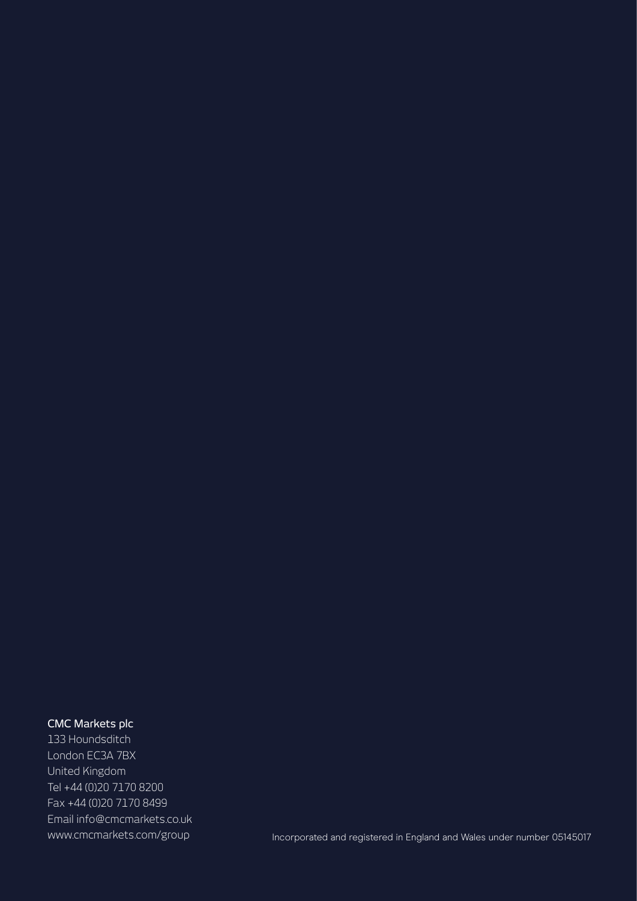**CMC Markets plc**

133 Houndsditch
London EC3A 7BX
United Kingdom
Tel +44 (0)20 7170 8200
Fax +44 (0)20 7170 8499
Email info@cmcmarkets.co.uk
www.cmcmarkets.com/group

Incorporated and registered in England and Wales under number 05145017